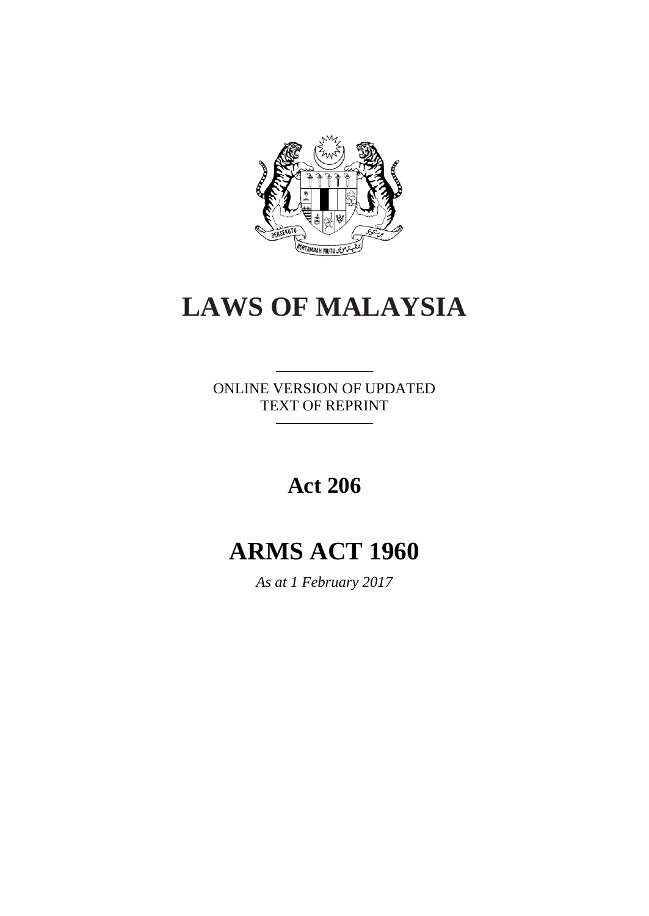# LAWS OF MALAYSIA

ONLINE VERSION OF UPDATED TEXT OF REPRINT

## Act 206

# ARMS ACT 1960

*As at 1 February 2017*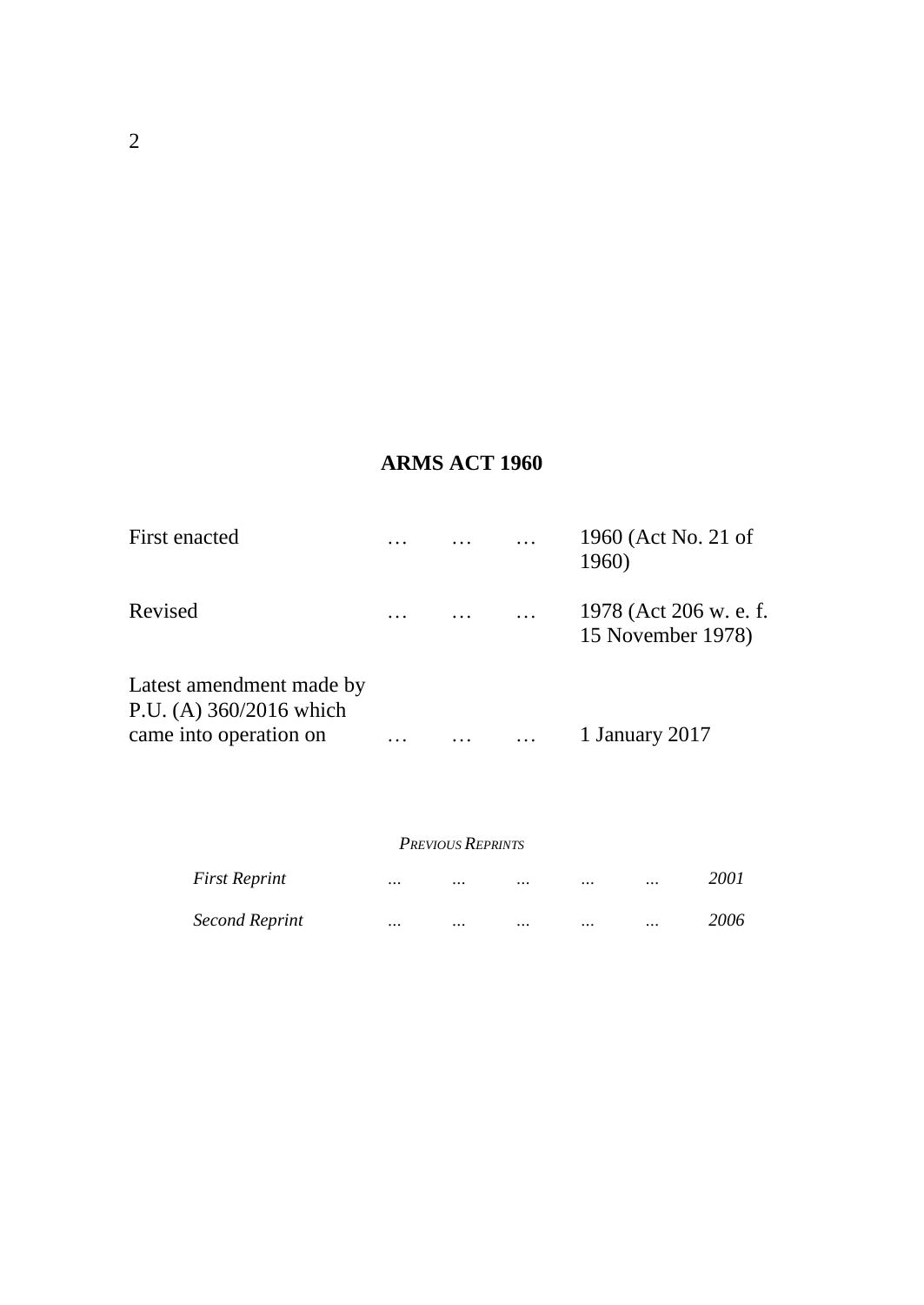# ARMS ACT 1960

| | | | | |
|---|---|---|---|---|
| First enacted | … | … | … | 1960 (Act No. 21 of 1960) |
| Revised | … | … | … | 1978 (Act 206 w. e. f. 15 November 1978) |
| Latest amendment made by P.U. (A) 360/2016 which came into operation on | … | … | … | 1 January 2017 |

*PREVIOUS REPRINTS*

| | | | | | | |
|---|---|---|---|---|---|---|
| *First Reprint* | *...* | *...* | *...* | *...* | *...* | *2001* |
| *Second Reprint* | *...* | *...* | *...* | *...* | *...* | *2006* |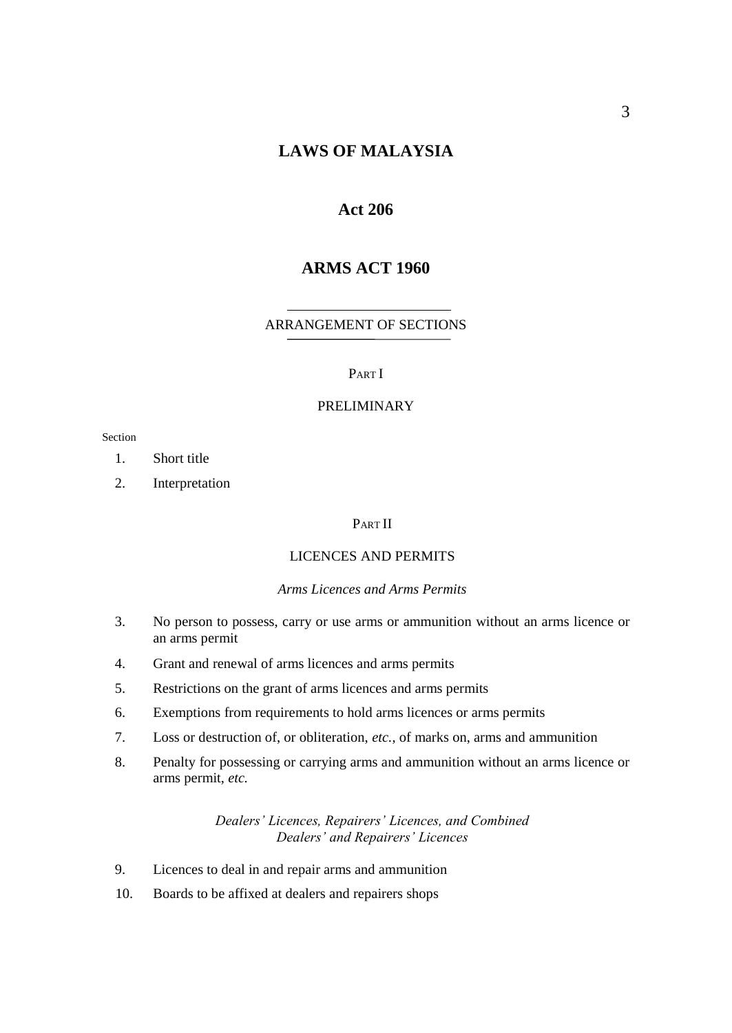# LAWS OF MALAYSIA

## Act 206

## ARMS ACT 1960

ARRANGEMENT OF SECTIONS

PART I

PRELIMINARY

Section

1. Short title
2. Interpretation

PART II

LICENCES AND PERMITS

*Arms Licences and Arms Permits*

3. No person to possess, carry or use arms or ammunition without an arms licence or an arms permit
4. Grant and renewal of arms licences and arms permits
5. Restrictions on the grant of arms licences and arms permits
6. Exemptions from requirements to hold arms licences or arms permits
7. Loss or destruction of, or obliteration, *etc.*, of marks on, arms and ammunition
8. Penalty for possessing or carrying arms and ammunition without an arms licence or arms permit, *etc.*

*Dealers' Licences, Repairers' Licences, and Combined Dealers' and Repairers' Licences*

9. Licences to deal in and repair arms and ammunition
10. Boards to be affixed at dealers and repairers shops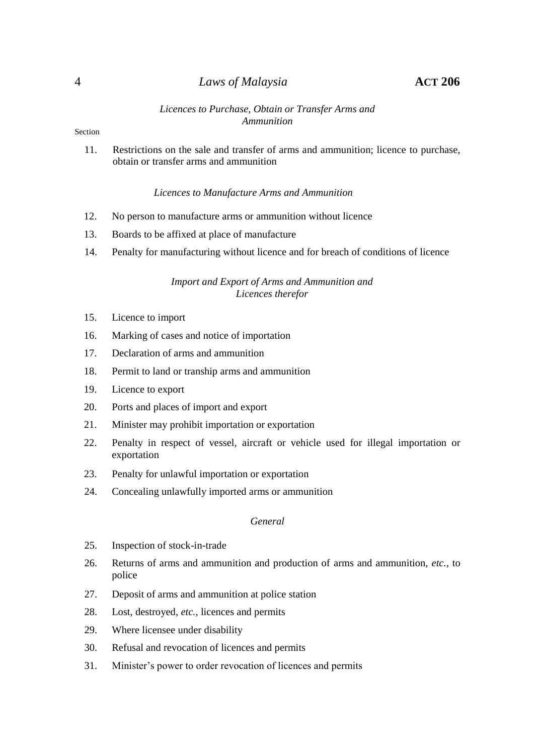*Licences to Purchase, Obtain or Transfer Arms and Ammunition*

Section

11. Restrictions on the sale and transfer of arms and ammunition; licence to purchase, obtain or transfer arms and ammunition

*Licences to Manufacture Arms and Ammunition*

12. No person to manufacture arms or ammunition without licence
13. Boards to be affixed at place of manufacture
14. Penalty for manufacturing without licence and for breach of conditions of licence

*Import and Export of Arms and Ammunition and Licences therefor*

15. Licence to import
16. Marking of cases and notice of importation
17. Declaration of arms and ammunition
18. Permit to land or tranship arms and ammunition
19. Licence to export
20. Ports and places of import and export
21. Minister may prohibit importation or exportation
22. Penalty in respect of vessel, aircraft or vehicle used for illegal importation or exportation
23. Penalty for unlawful importation or exportation
24. Concealing unlawfully imported arms or ammunition

*General*

25. Inspection of stock-in-trade
26. Returns of arms and ammunition and production of arms and ammunition, *etc.*, to police
27. Deposit of arms and ammunition at police station
28. Lost, destroyed, *etc.*, licences and permits
29. Where licensee under disability
30. Refusal and revocation of licences and permits
31. Minister's power to order revocation of licences and permits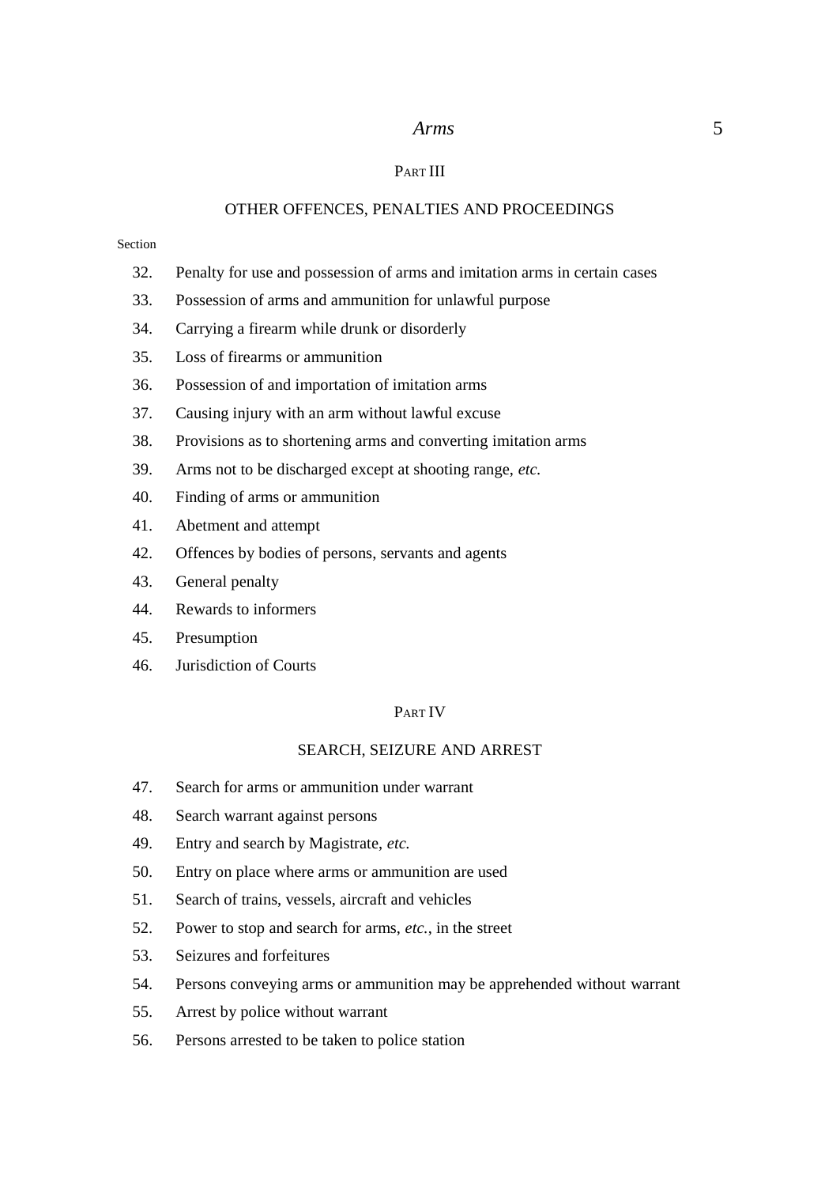## PART III

### OTHER OFFENCES, PENALTIES AND PROCEEDINGS

Section

32. Penalty for use and possession of arms and imitation arms in certain cases
33. Possession of arms and ammunition for unlawful purpose
34. Carrying a firearm while drunk or disorderly
35. Loss of firearms or ammunition
36. Possession of and importation of imitation arms
37. Causing injury with an arm without lawful excuse
38. Provisions as to shortening arms and converting imitation arms
39. Arms not to be discharged except at shooting range, *etc.*
40. Finding of arms or ammunition
41. Abetment and attempt
42. Offences by bodies of persons, servants and agents
43. General penalty
44. Rewards to informers
45. Presumption
46. Jurisdiction of Courts

## PART IV

### SEARCH, SEIZURE AND ARREST

47. Search for arms or ammunition under warrant
48. Search warrant against persons
49. Entry and search by Magistrate, *etc.*
50. Entry on place where arms or ammunition are used
51. Search of trains, vessels, aircraft and vehicles
52. Power to stop and search for arms, *etc.*, in the street
53. Seizures and forfeitures
54. Persons conveying arms or ammunition may be apprehended without warrant
55. Arrest by police without warrant
56. Persons arrested to be taken to police station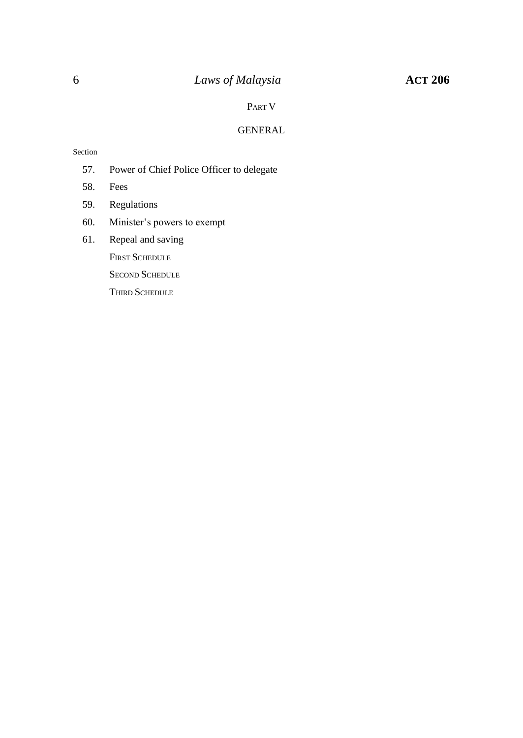## PART V

## GENERAL

Section

57. Power of Chief Police Officer to delegate
58. Fees
59. Regulations
60. Minister’s powers to exempt
61. Repeal and saving

FIRST SCHEDULE

SECOND SCHEDULE

THIRD SCHEDULE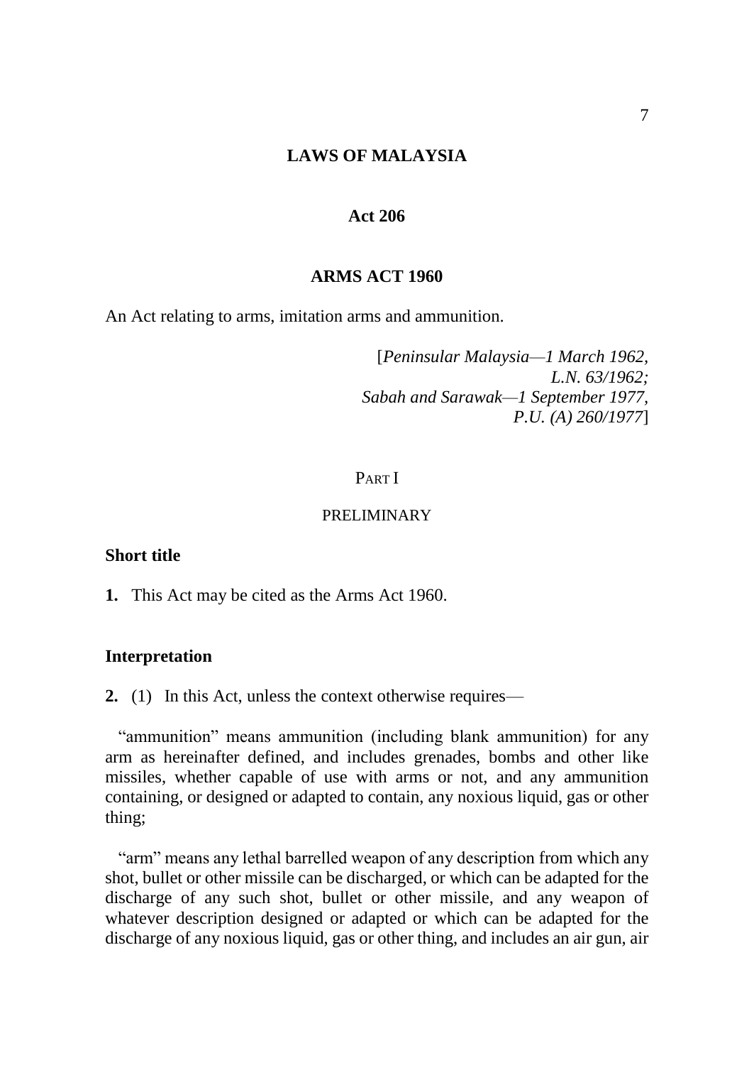# LAWS OF MALAYSIA

## Act 206

## ARMS ACT 1960

An Act relating to arms, imitation arms and ammunition.

[*Peninsular Malaysia—1 March 1962, L.N. 63/1962; Sabah and Sarawak—1 September 1977, P.U. (A) 260/1977*]

PART I

PRELIMINARY

### Short title

**1.** This Act may be cited as the Arms Act 1960.

### Interpretation

**2.** (1) In this Act, unless the context otherwise requires—

"ammunition" means ammunition (including blank ammunition) for any arm as hereinafter defined, and includes grenades, bombs and other like missiles, whether capable of use with arms or not, and any ammunition containing, or designed or adapted to contain, any noxious liquid, gas or other thing;

"arm" means any lethal barrelled weapon of any description from which any shot, bullet or other missile can be discharged, or which can be adapted for the discharge of any such shot, bullet or other missile, and any weapon of whatever description designed or adapted or which can be adapted for the discharge of any noxious liquid, gas or other thing, and includes an air gun, air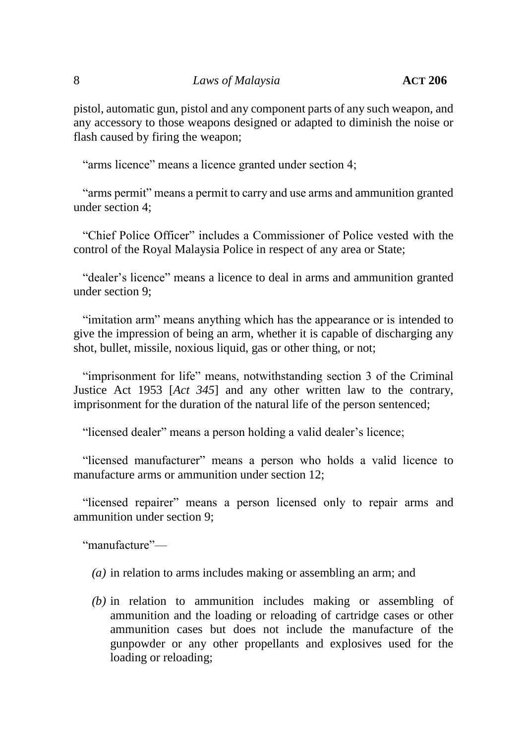pistol, automatic gun, pistol and any component parts of any such weapon, and any accessory to those weapons designed or adapted to diminish the noise or flash caused by firing the weapon;

"arms licence" means a licence granted under section 4;

"arms permit" means a permit to carry and use arms and ammunition granted under section 4;

"Chief Police Officer" includes a Commissioner of Police vested with the control of the Royal Malaysia Police in respect of any area or State;

"dealer's licence" means a licence to deal in arms and ammunition granted under section 9;

"imitation arm" means anything which has the appearance or is intended to give the impression of being an arm, whether it is capable of discharging any shot, bullet, missile, noxious liquid, gas or other thing, or not;

"imprisonment for life" means, notwithstanding section 3 of the Criminal Justice Act 1953 [*Act 345*] and any other written law to the contrary, imprisonment for the duration of the natural life of the person sentenced;

"licensed dealer" means a person holding a valid dealer's licence;

"licensed manufacturer" means a person who holds a valid licence to manufacture arms or ammunition under section 12;

"licensed repairer" means a person licensed only to repair arms and ammunition under section 9;

"manufacture"—

*(a)* in relation to arms includes making or assembling an arm; and

*(b)* in relation to ammunition includes making or assembling of ammunition and the loading or reloading of cartridge cases or other ammunition cases but does not include the manufacture of the gunpowder or any other propellants and explosives used for the loading or reloading;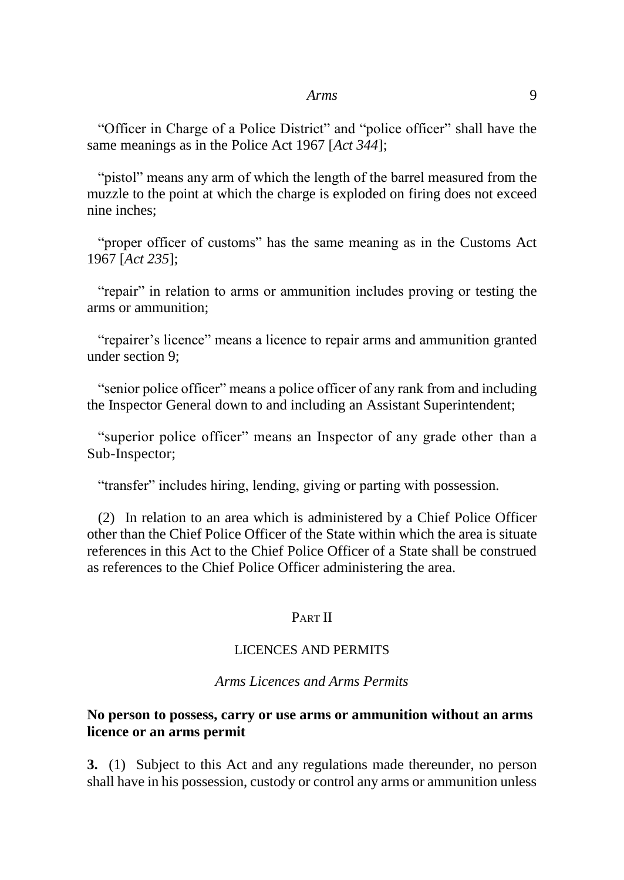"Officer in Charge of a Police District" and "police officer" shall have the same meanings as in the Police Act 1967 [*Act 344*];

"pistol" means any arm of which the length of the barrel measured from the muzzle to the point at which the charge is exploded on firing does not exceed nine inches;

"proper officer of customs" has the same meaning as in the Customs Act 1967 [*Act 235*];

"repair" in relation to arms or ammunition includes proving or testing the arms or ammunition;

"repairer's licence" means a licence to repair arms and ammunition granted under section 9;

"senior police officer" means a police officer of any rank from and including the Inspector General down to and including an Assistant Superintendent;

"superior police officer" means an Inspector of any grade other than a Sub-Inspector;

"transfer" includes hiring, lending, giving or parting with possession.

(2) In relation to an area which is administered by a Chief Police Officer other than the Chief Police Officer of the State within which the area is situate references in this Act to the Chief Police Officer of a State shall be construed as references to the Chief Police Officer administering the area.

## PART II

## LICENCES AND PERMITS

### *Arms Licences and Arms Permits*

**No person to possess, carry or use arms or ammunition without an arms licence or an arms permit**

**3.** (1) Subject to this Act and any regulations made thereunder, no person shall have in his possession, custody or control any arms or ammunition unless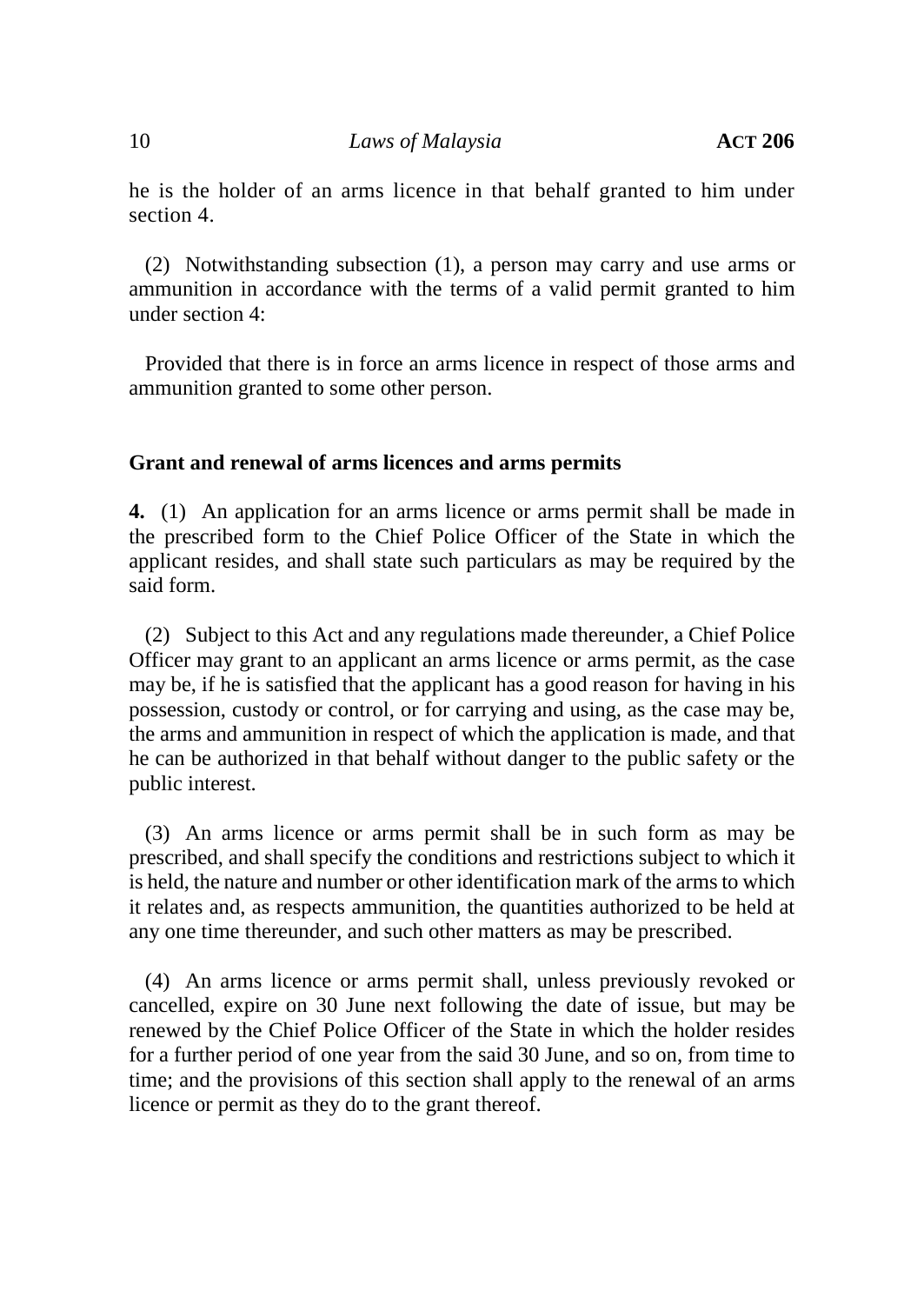he is the holder of an arms licence in that behalf granted to him under section 4.

(2) Notwithstanding subsection (1), a person may carry and use arms or ammunition in accordance with the terms of a valid permit granted to him under section 4:

Provided that there is in force an arms licence in respect of those arms and ammunition granted to some other person.

**Grant and renewal of arms licences and arms permits**

**4.** (1) An application for an arms licence or arms permit shall be made in the prescribed form to the Chief Police Officer of the State in which the applicant resides, and shall state such particulars as may be required by the said form.

(2) Subject to this Act and any regulations made thereunder, a Chief Police Officer may grant to an applicant an arms licence or arms permit, as the case may be, if he is satisfied that the applicant has a good reason for having in his possession, custody or control, or for carrying and using, as the case may be, the arms and ammunition in respect of which the application is made, and that he can be authorized in that behalf without danger to the public safety or the public interest.

(3) An arms licence or arms permit shall be in such form as may be prescribed, and shall specify the conditions and restrictions subject to which it is held, the nature and number or other identification mark of the arms to which it relates and, as respects ammunition, the quantities authorized to be held at any one time thereunder, and such other matters as may be prescribed.

(4) An arms licence or arms permit shall, unless previously revoked or cancelled, expire on 30 June next following the date of issue, but may be renewed by the Chief Police Officer of the State in which the holder resides for a further period of one year from the said 30 June, and so on, from time to time; and the provisions of this section shall apply to the renewal of an arms licence or permit as they do to the grant thereof.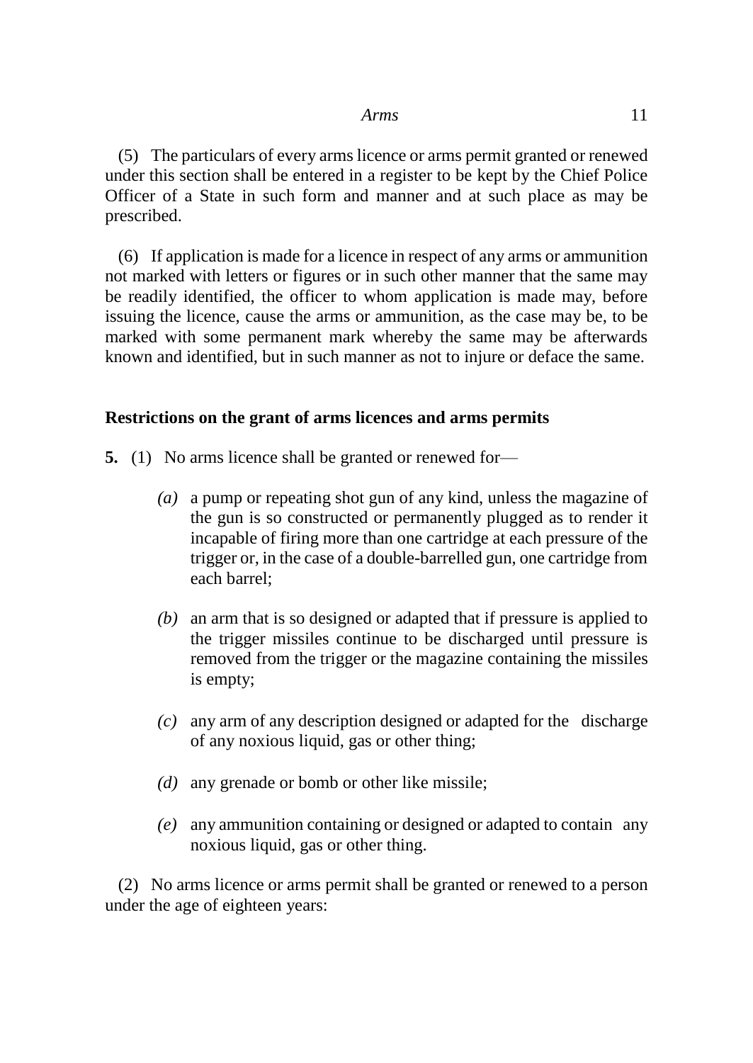(5) The particulars of every arms licence or arms permit granted or renewed under this section shall be entered in a register to be kept by the Chief Police Officer of a State in such form and manner and at such place as may be prescribed.

(6) If application is made for a licence in respect of any arms or ammunition not marked with letters or figures or in such other manner that the same may be readily identified, the officer to whom application is made may, before issuing the licence, cause the arms or ammunition, as the case may be, to be marked with some permanent mark whereby the same may be afterwards known and identified, but in such manner as not to injure or deface the same.

### Restrictions on the grant of arms licences and arms permits

**5.** (1) No arms licence shall be granted or renewed for—

*(a)* a pump or repeating shot gun of any kind, unless the magazine of the gun is so constructed or permanently plugged as to render it incapable of firing more than one cartridge at each pressure of the trigger or, in the case of a double-barrelled gun, one cartridge from each barrel;

*(b)* an arm that is so designed or adapted that if pressure is applied to the trigger missiles continue to be discharged until pressure is removed from the trigger or the magazine containing the missiles is empty;

*(c)* any arm of any description designed or adapted for the discharge of any noxious liquid, gas or other thing;

*(d)* any grenade or bomb or other like missile;

*(e)* any ammunition containing or designed or adapted to contain any noxious liquid, gas or other thing.

(2) No arms licence or arms permit shall be granted or renewed to a person under the age of eighteen years: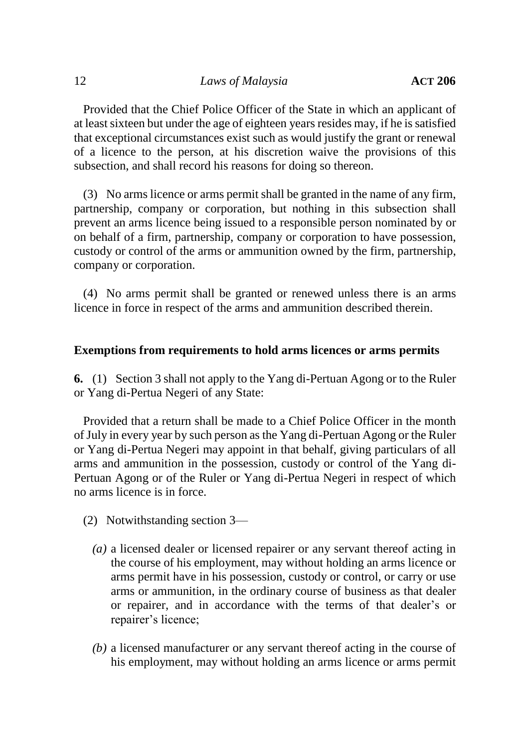Provided that the Chief Police Officer of the State in which an applicant of at least sixteen but under the age of eighteen years resides may, if he is satisfied that exceptional circumstances exist such as would justify the grant or renewal of a licence to the person, at his discretion waive the provisions of this subsection, and shall record his reasons for doing so thereon.

(3) No arms licence or arms permit shall be granted in the name of any firm, partnership, company or corporation, but nothing in this subsection shall prevent an arms licence being issued to a responsible person nominated by or on behalf of a firm, partnership, company or corporation to have possession, custody or control of the arms or ammunition owned by the firm, partnership, company or corporation.

(4) No arms permit shall be granted or renewed unless there is an arms licence in force in respect of the arms and ammunition described therein.

**Exemptions from requirements to hold arms licences or arms permits**

**6.** (1) Section 3 shall not apply to the Yang di-Pertuan Agong or to the Ruler or Yang di-Pertua Negeri of any State:

Provided that a return shall be made to a Chief Police Officer in the month of July in every year by such person as the Yang di-Pertuan Agong or the Ruler or Yang di-Pertua Negeri may appoint in that behalf, giving particulars of all arms and ammunition in the possession, custody or control of the Yang di-Pertuan Agong or of the Ruler or Yang di-Pertua Negeri in respect of which no arms licence is in force.

(2) Notwithstanding section 3—

*(a)* a licensed dealer or licensed repairer or any servant thereof acting in the course of his employment, may without holding an arms licence or arms permit have in his possession, custody or control, or carry or use arms or ammunition, in the ordinary course of business as that dealer or repairer, and in accordance with the terms of that dealer's or repairer's licence;

*(b)* a licensed manufacturer or any servant thereof acting in the course of his employment, may without holding an arms licence or arms permit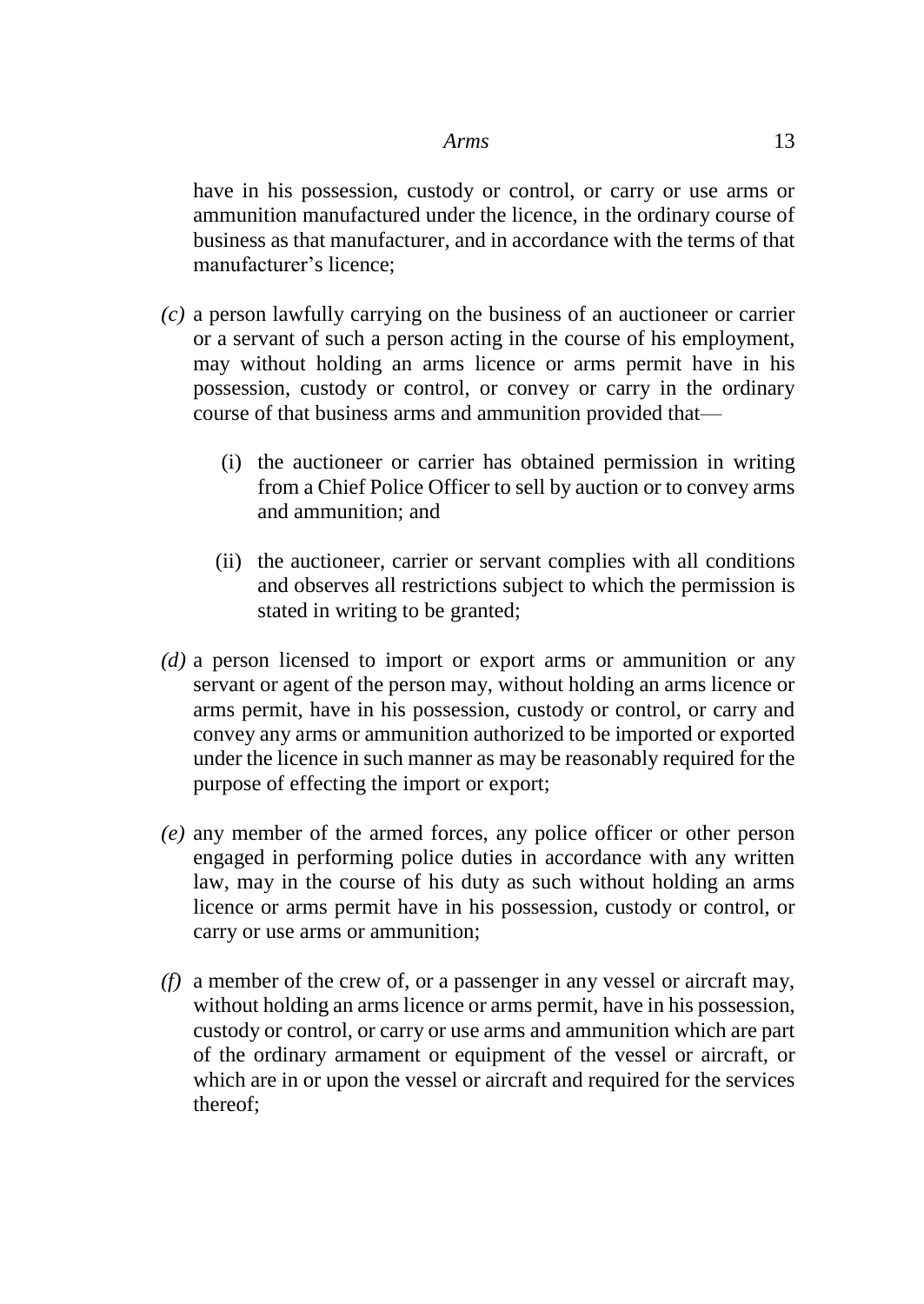have in his possession, custody or control, or carry or use arms or ammunition manufactured under the licence, in the ordinary course of business as that manufacturer, and in accordance with the terms of that manufacturer's licence;

*(c)* a person lawfully carrying on the business of an auctioneer or carrier or a servant of such a person acting in the course of his employment, may without holding an arms licence or arms permit have in his possession, custody or control, or convey or carry in the ordinary course of that business arms and ammunition provided that—

(i) the auctioneer or carrier has obtained permission in writing from a Chief Police Officer to sell by auction or to convey arms and ammunition; and

(ii) the auctioneer, carrier or servant complies with all conditions and observes all restrictions subject to which the permission is stated in writing to be granted;

*(d)* a person licensed to import or export arms or ammunition or any servant or agent of the person may, without holding an arms licence or arms permit, have in his possession, custody or control, or carry and convey any arms or ammunition authorized to be imported or exported under the licence in such manner as may be reasonably required for the purpose of effecting the import or export;

*(e)* any member of the armed forces, any police officer or other person engaged in performing police duties in accordance with any written law, may in the course of his duty as such without holding an arms licence or arms permit have in his possession, custody or control, or carry or use arms or ammunition;

*(f)* a member of the crew of, or a passenger in any vessel or aircraft may, without holding an arms licence or arms permit, have in his possession, custody or control, or carry or use arms and ammunition which are part of the ordinary armament or equipment of the vessel or aircraft, or which are in or upon the vessel or aircraft and required for the services thereof;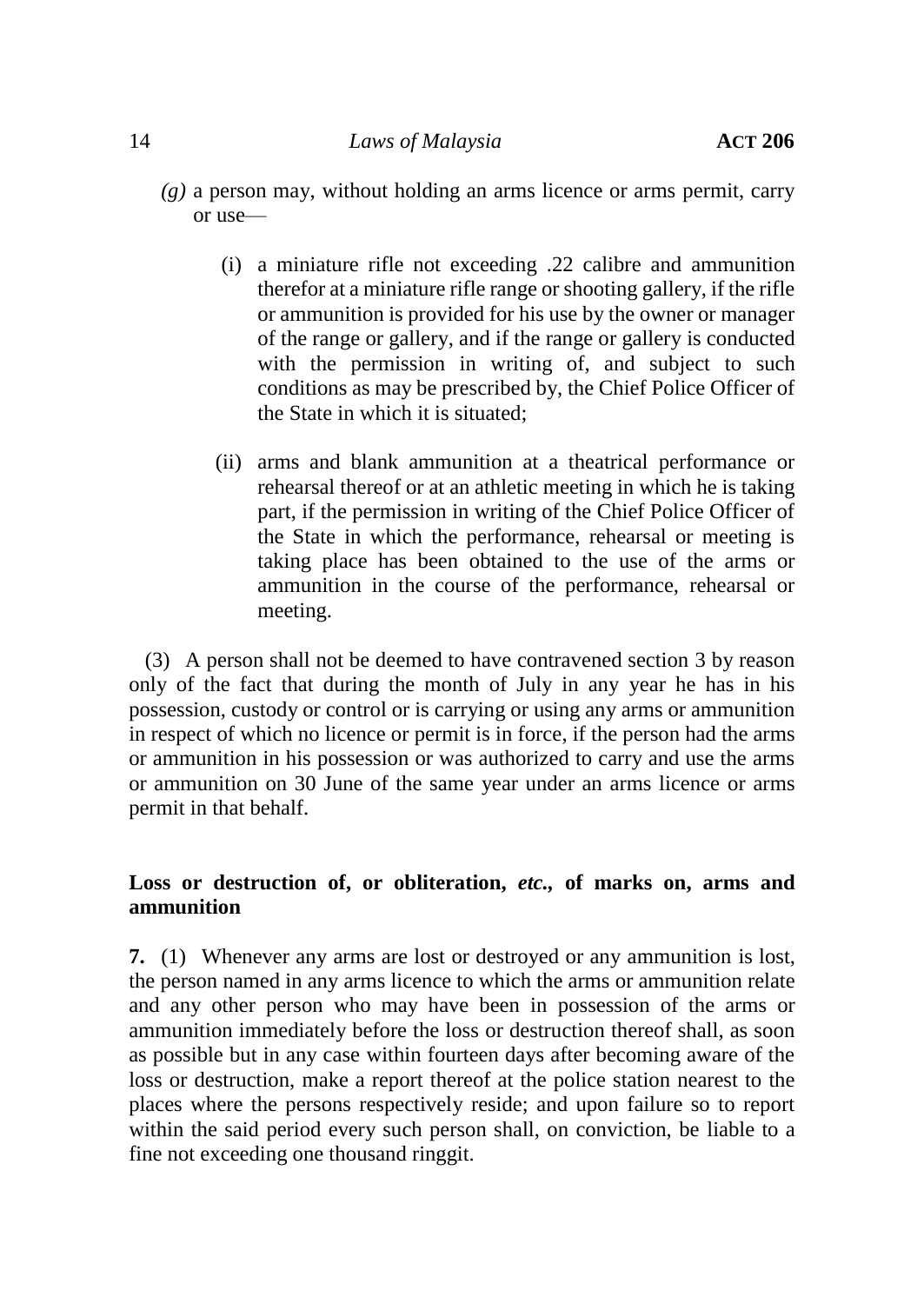*(g)* a person may, without holding an arms licence or arms permit, carry or use—

(i) a miniature rifle not exceeding .22 calibre and ammunition therefor at a miniature rifle range or shooting gallery, if the rifle or ammunition is provided for his use by the owner or manager of the range or gallery, and if the range or gallery is conducted with the permission in writing of, and subject to such conditions as may be prescribed by, the Chief Police Officer of the State in which it is situated;

(ii) arms and blank ammunition at a theatrical performance or rehearsal thereof or at an athletic meeting in which he is taking part, if the permission in writing of the Chief Police Officer of the State in which the performance, rehearsal or meeting is taking place has been obtained to the use of the arms or ammunition in the course of the performance, rehearsal or meeting.

(3) A person shall not be deemed to have contravened section 3 by reason only of the fact that during the month of July in any year he has in his possession, custody or control or is carrying or using any arms or ammunition in respect of which no licence or permit is in force, if the person had the arms or ammunition in his possession or was authorized to carry and use the arms or ammunition on 30 June of the same year under an arms licence or arms permit in that behalf.

**Loss or destruction of, or obliteration, *etc.*, of marks on, arms and ammunition**

**7.** (1) Whenever any arms are lost or destroyed or any ammunition is lost, the person named in any arms licence to which the arms or ammunition relate and any other person who may have been in possession of the arms or ammunition immediately before the loss or destruction thereof shall, as soon as possible but in any case within fourteen days after becoming aware of the loss or destruction, make a report thereof at the police station nearest to the places where the persons respectively reside; and upon failure so to report within the said period every such person shall, on conviction, be liable to a fine not exceeding one thousand ringgit.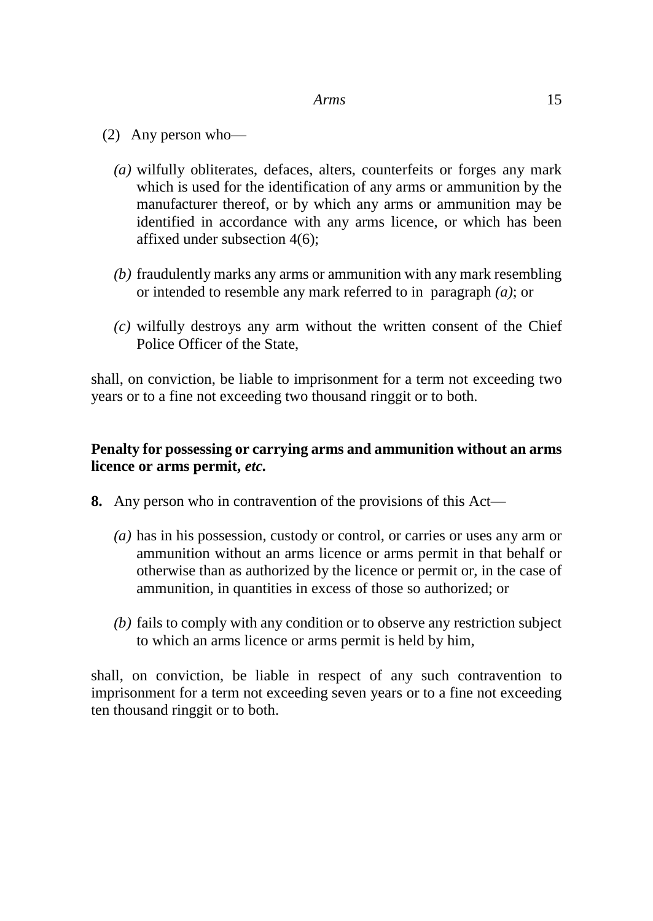(2) Any person who—

*(a)* wilfully obliterates, defaces, alters, counterfeits or forges any mark which is used for the identification of any arms or ammunition by the manufacturer thereof, or by which any arms or ammunition may be identified in accordance with any arms licence, or which has been affixed under subsection 4(6);

*(b)* fraudulently marks any arms or ammunition with any mark resembling or intended to resemble any mark referred to in paragraph *(a)*; or

*(c)* wilfully destroys any arm without the written consent of the Chief Police Officer of the State,

shall, on conviction, be liable to imprisonment for a term not exceeding two years or to a fine not exceeding two thousand ringgit or to both.

**Penalty for possessing or carrying arms and ammunition without an arms licence or arms permit,** ***etc.***

**8.** Any person who in contravention of the provisions of this Act—

*(a)* has in his possession, custody or control, or carries or uses any arm or ammunition without an arms licence or arms permit in that behalf or otherwise than as authorized by the licence or permit or, in the case of ammunition, in quantities in excess of those so authorized; or

*(b)* fails to comply with any condition or to observe any restriction subject to which an arms licence or arms permit is held by him,

shall, on conviction, be liable in respect of any such contravention to imprisonment for a term not exceeding seven years or to a fine not exceeding ten thousand ringgit or to both.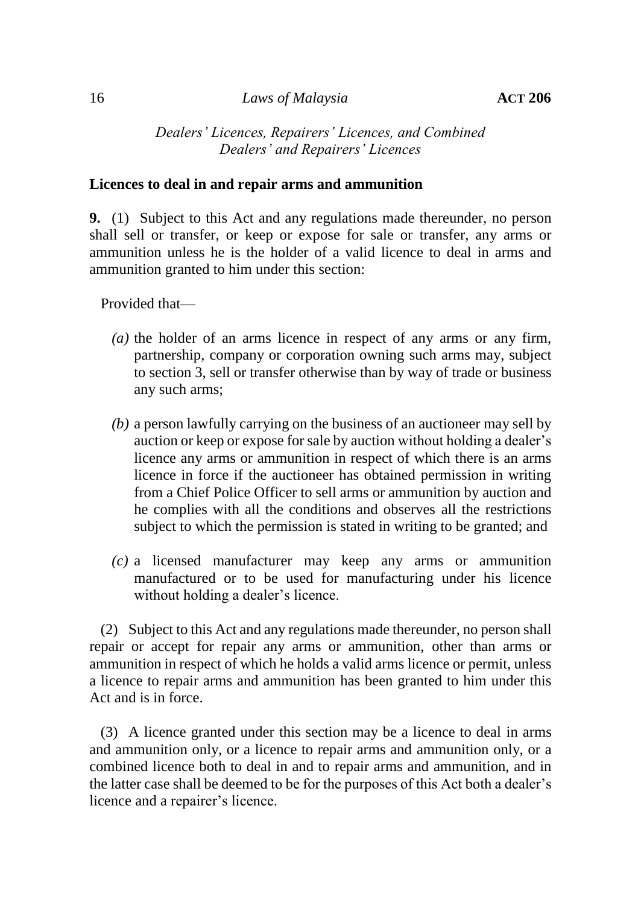*Dealers' Licences, Repairers' Licences, and Combined Dealers' and Repairers' Licences*

**Licences to deal in and repair arms and ammunition**

**9.** (1) Subject to this Act and any regulations made thereunder, no person shall sell or transfer, or keep or expose for sale or transfer, any arms or ammunition unless he is the holder of a valid licence to deal in arms and ammunition granted to him under this section:

Provided that—

*(a)* the holder of an arms licence in respect of any arms or any firm, partnership, company or corporation owning such arms may, subject to section 3, sell or transfer otherwise than by way of trade or business any such arms;

*(b)* a person lawfully carrying on the business of an auctioneer may sell by auction or keep or expose for sale by auction without holding a dealer's licence any arms or ammunition in respect of which there is an arms licence in force if the auctioneer has obtained permission in writing from a Chief Police Officer to sell arms or ammunition by auction and he complies with all the conditions and observes all the restrictions subject to which the permission is stated in writing to be granted; and

*(c)* a licensed manufacturer may keep any arms or ammunition manufactured or to be used for manufacturing under his licence without holding a dealer's licence.

(2) Subject to this Act and any regulations made thereunder, no person shall repair or accept for repair any arms or ammunition, other than arms or ammunition in respect of which he holds a valid arms licence or permit, unless a licence to repair arms and ammunition has been granted to him under this Act and is in force.

(3) A licence granted under this section may be a licence to deal in arms and ammunition only, or a licence to repair arms and ammunition only, or a combined licence both to deal in and to repair arms and ammunition, and in the latter case shall be deemed to be for the purposes of this Act both a dealer's licence and a repairer's licence.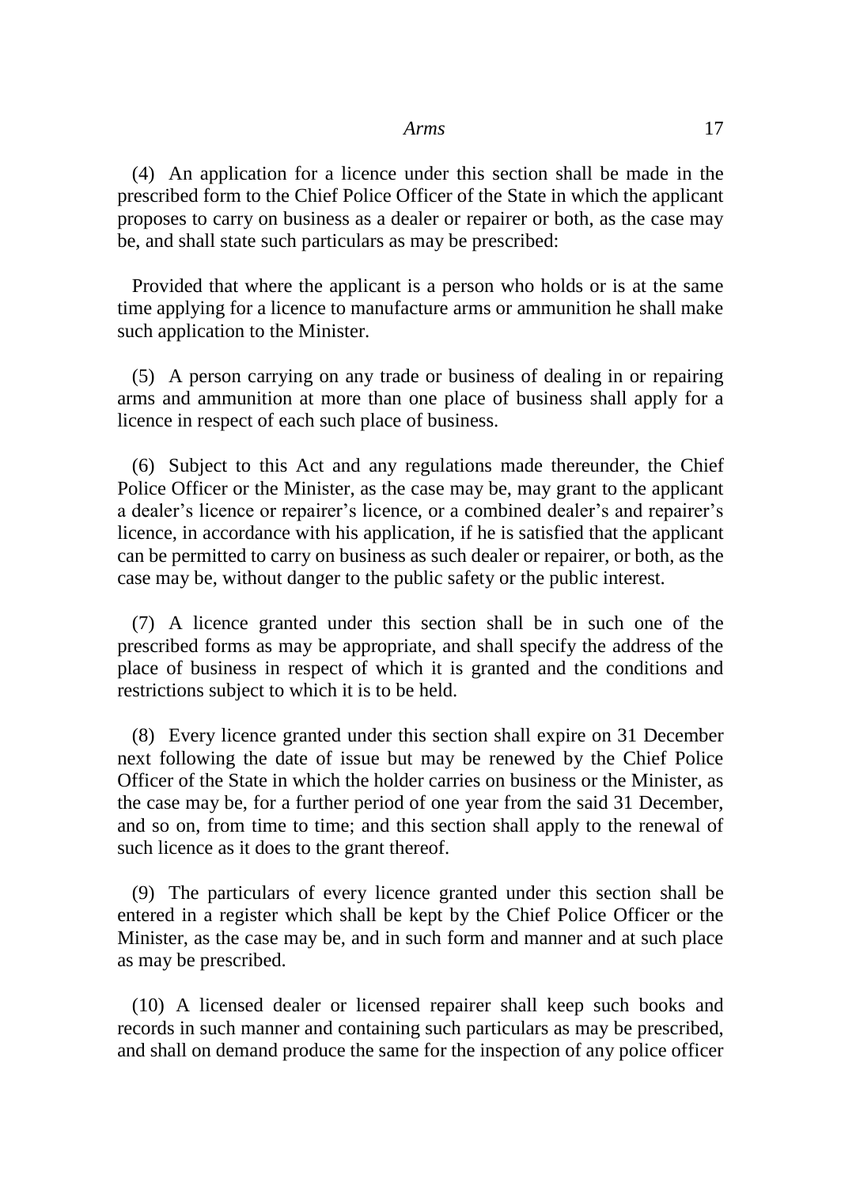(4) An application for a licence under this section shall be made in the prescribed form to the Chief Police Officer of the State in which the applicant proposes to carry on business as a dealer or repairer or both, as the case may be, and shall state such particulars as may be prescribed:

Provided that where the applicant is a person who holds or is at the same time applying for a licence to manufacture arms or ammunition he shall make such application to the Minister.

(5) A person carrying on any trade or business of dealing in or repairing arms and ammunition at more than one place of business shall apply for a licence in respect of each such place of business.

(6) Subject to this Act and any regulations made thereunder, the Chief Police Officer or the Minister, as the case may be, may grant to the applicant a dealer's licence or repairer's licence, or a combined dealer's and repairer's licence, in accordance with his application, if he is satisfied that the applicant can be permitted to carry on business as such dealer or repairer, or both, as the case may be, without danger to the public safety or the public interest.

(7) A licence granted under this section shall be in such one of the prescribed forms as may be appropriate, and shall specify the address of the place of business in respect of which it is granted and the conditions and restrictions subject to which it is to be held.

(8) Every licence granted under this section shall expire on 31 December next following the date of issue but may be renewed by the Chief Police Officer of the State in which the holder carries on business or the Minister, as the case may be, for a further period of one year from the said 31 December, and so on, from time to time; and this section shall apply to the renewal of such licence as it does to the grant thereof.

(9) The particulars of every licence granted under this section shall be entered in a register which shall be kept by the Chief Police Officer or the Minister, as the case may be, and in such form and manner and at such place as may be prescribed.

(10) A licensed dealer or licensed repairer shall keep such books and records in such manner and containing such particulars as may be prescribed, and shall on demand produce the same for the inspection of any police officer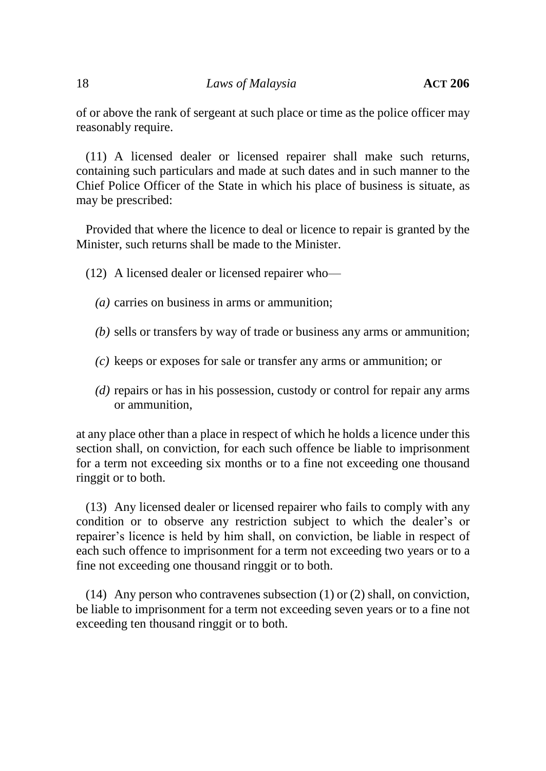of or above the rank of sergeant at such place or time as the police officer may reasonably require.

(11) A licensed dealer or licensed repairer shall make such returns, containing such particulars and made at such dates and in such manner to the Chief Police Officer of the State in which his place of business is situate, as may be prescribed:

Provided that where the licence to deal or licence to repair is granted by the Minister, such returns shall be made to the Minister.

(12) A licensed dealer or licensed repairer who—

*(a)* carries on business in arms or ammunition;

*(b)* sells or transfers by way of trade or business any arms or ammunition;

*(c)* keeps or exposes for sale or transfer any arms or ammunition; or

*(d)* repairs or has in his possession, custody or control for repair any arms or ammunition,

at any place other than a place in respect of which he holds a licence under this section shall, on conviction, for each such offence be liable to imprisonment for a term not exceeding six months or to a fine not exceeding one thousand ringgit or to both.

(13) Any licensed dealer or licensed repairer who fails to comply with any condition or to observe any restriction subject to which the dealer's or repairer's licence is held by him shall, on conviction, be liable in respect of each such offence to imprisonment for a term not exceeding two years or to a fine not exceeding one thousand ringgit or to both.

(14) Any person who contravenes subsection (1) or (2) shall, on conviction, be liable to imprisonment for a term not exceeding seven years or to a fine not exceeding ten thousand ringgit or to both.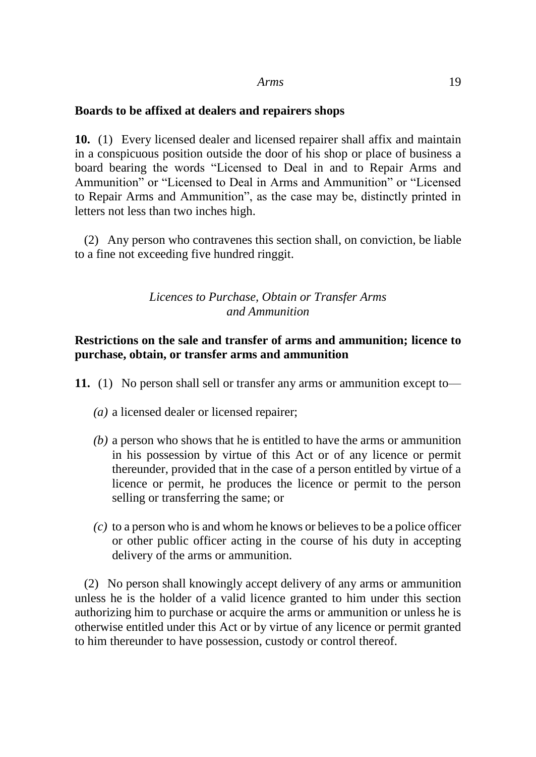**Boards to be affixed at dealers and repairers shops**

**10.** (1) Every licensed dealer and licensed repairer shall affix and maintain in a conspicuous position outside the door of his shop or place of business a board bearing the words "Licensed to Deal in and to Repair Arms and Ammunition" or "Licensed to Deal in Arms and Ammunition" or "Licensed to Repair Arms and Ammunition", as the case may be, distinctly printed in letters not less than two inches high.

(2) Any person who contravenes this section shall, on conviction, be liable to a fine not exceeding five hundred ringgit.

*Licences to Purchase, Obtain or Transfer Arms and Ammunition*

**Restrictions on the sale and transfer of arms and ammunition; licence to purchase, obtain, or transfer arms and ammunition**

**11.** (1) No person shall sell or transfer any arms or ammunition except to—

*(a)* a licensed dealer or licensed repairer;

*(b)* a person who shows that he is entitled to have the arms or ammunition in his possession by virtue of this Act or of any licence or permit thereunder, provided that in the case of a person entitled by virtue of a licence or permit, he produces the licence or permit to the person selling or transferring the same; or

*(c)* to a person who is and whom he knows or believes to be a police officer or other public officer acting in the course of his duty in accepting delivery of the arms or ammunition.

(2) No person shall knowingly accept delivery of any arms or ammunition unless he is the holder of a valid licence granted to him under this section authorizing him to purchase or acquire the arms or ammunition or unless he is otherwise entitled under this Act or by virtue of any licence or permit granted to him thereunder to have possession, custody or control thereof.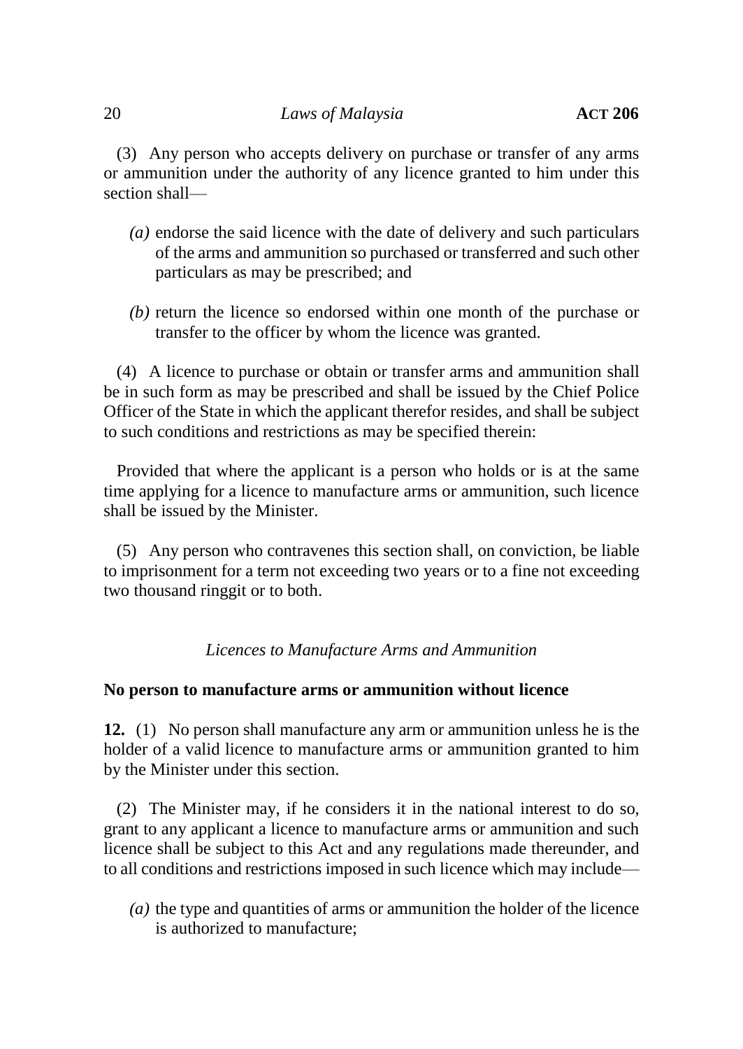(3) Any person who accepts delivery on purchase or transfer of any arms or ammunition under the authority of any licence granted to him under this section shall—

*(a)* endorse the said licence with the date of delivery and such particulars of the arms and ammunition so purchased or transferred and such other particulars as may be prescribed; and

*(b)* return the licence so endorsed within one month of the purchase or transfer to the officer by whom the licence was granted.

(4) A licence to purchase or obtain or transfer arms and ammunition shall be in such form as may be prescribed and shall be issued by the Chief Police Officer of the State in which the applicant therefor resides, and shall be subject to such conditions and restrictions as may be specified therein:

Provided that where the applicant is a person who holds or is at the same time applying for a licence to manufacture arms or ammunition, such licence shall be issued by the Minister.

(5) Any person who contravenes this section shall, on conviction, be liable to imprisonment for a term not exceeding two years or to a fine not exceeding two thousand ringgit or to both.

*Licences to Manufacture Arms and Ammunition*

**No person to manufacture arms or ammunition without licence**

**12.** (1) No person shall manufacture any arm or ammunition unless he is the holder of a valid licence to manufacture arms or ammunition granted to him by the Minister under this section.

(2) The Minister may, if he considers it in the national interest to do so, grant to any applicant a licence to manufacture arms or ammunition and such licence shall be subject to this Act and any regulations made thereunder, and to all conditions and restrictions imposed in such licence which may include—

*(a)* the type and quantities of arms or ammunition the holder of the licence is authorized to manufacture;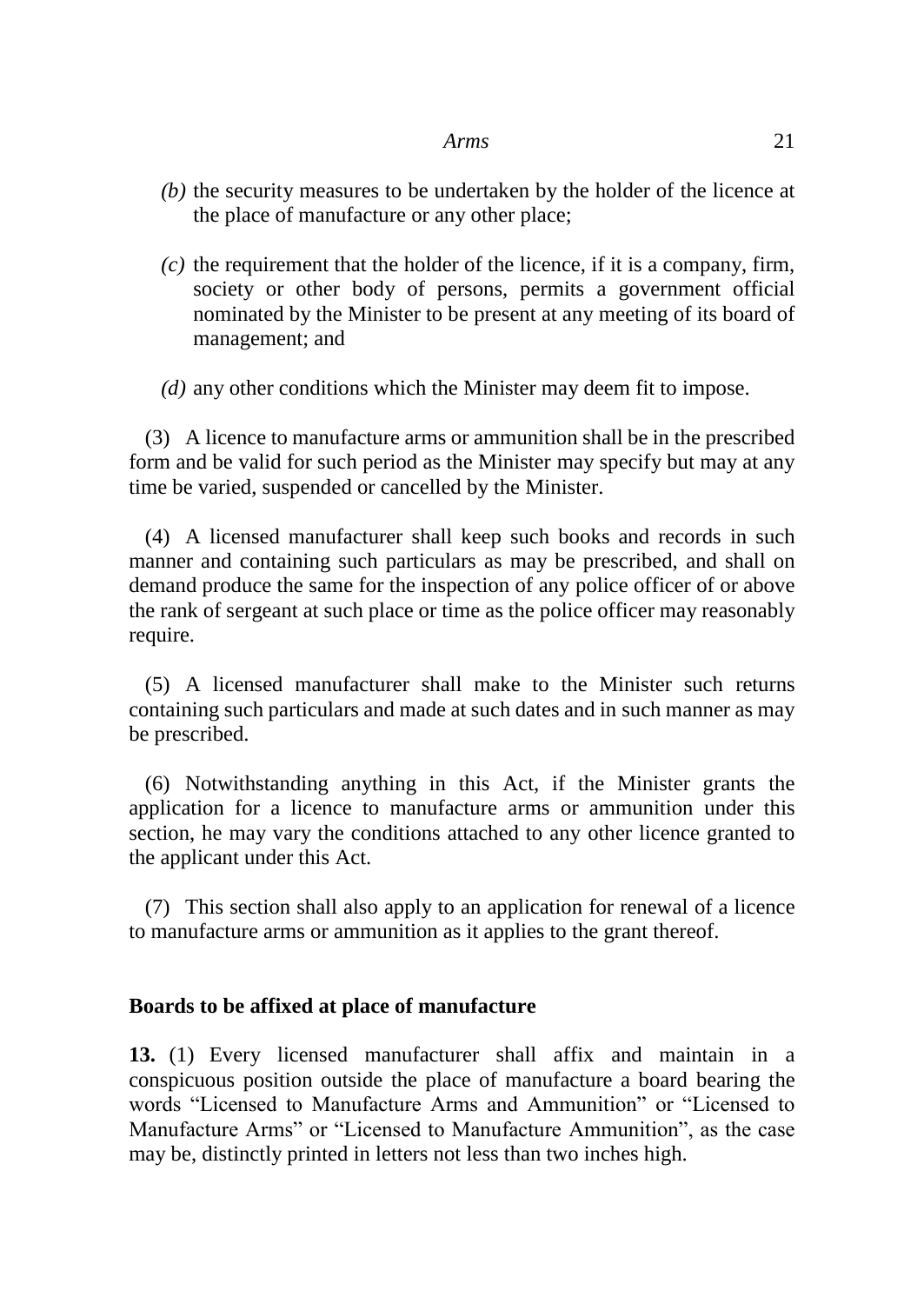*(b)* the security measures to be undertaken by the holder of the licence at the place of manufacture or any other place;

*(c)* the requirement that the holder of the licence, if it is a company, firm, society or other body of persons, permits a government official nominated by the Minister to be present at any meeting of its board of management; and

*(d)* any other conditions which the Minister may deem fit to impose.

(3) A licence to manufacture arms or ammunition shall be in the prescribed form and be valid for such period as the Minister may specify but may at any time be varied, suspended or cancelled by the Minister.

(4) A licensed manufacturer shall keep such books and records in such manner and containing such particulars as may be prescribed, and shall on demand produce the same for the inspection of any police officer of or above the rank of sergeant at such place or time as the police officer may reasonably require.

(5) A licensed manufacturer shall make to the Minister such returns containing such particulars and made at such dates and in such manner as may be prescribed.

(6) Notwithstanding anything in this Act, if the Minister grants the application for a licence to manufacture arms or ammunition under this section, he may vary the conditions attached to any other licence granted to the applicant under this Act.

(7) This section shall also apply to an application for renewal of a licence to manufacture arms or ammunition as it applies to the grant thereof.

**Boards to be affixed at place of manufacture**

**13.** (1) Every licensed manufacturer shall affix and maintain in a conspicuous position outside the place of manufacture a board bearing the words "Licensed to Manufacture Arms and Ammunition" or "Licensed to Manufacture Arms" or "Licensed to Manufacture Ammunition", as the case may be, distinctly printed in letters not less than two inches high.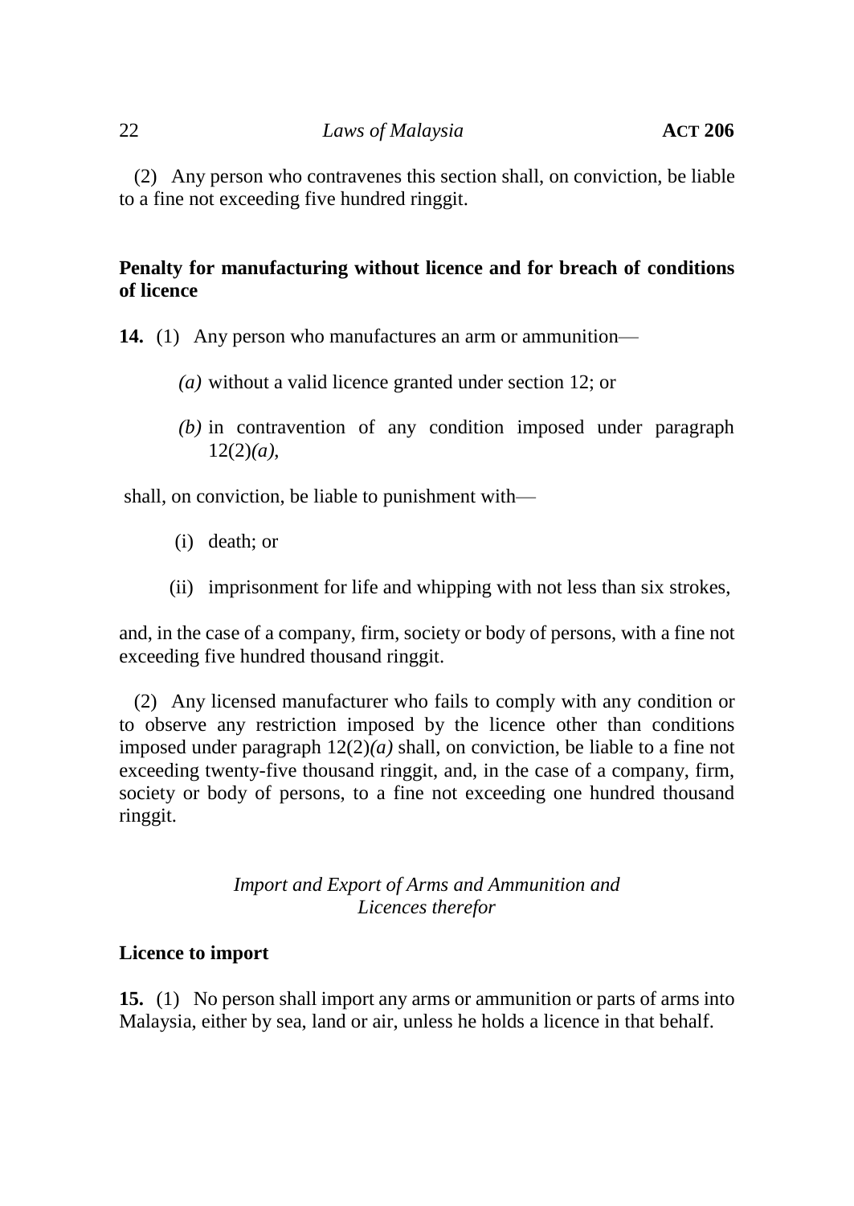(2) Any person who contravenes this section shall, on conviction, be liable to a fine not exceeding five hundred ringgit.

**Penalty for manufacturing without licence and for breach of conditions of licence**

**14.** (1) Any person who manufactures an arm or ammunition—

*(a)* without a valid licence granted under section 12; or

*(b)* in contravention of any condition imposed under paragraph 12(2)*(a)*,

shall, on conviction, be liable to punishment with—

(i) death; or

(ii) imprisonment for life and whipping with not less than six strokes,

and, in the case of a company, firm, society or body of persons, with a fine not exceeding five hundred thousand ringgit.

(2) Any licensed manufacturer who fails to comply with any condition or to observe any restriction imposed by the licence other than conditions imposed under paragraph 12(2)*(a)* shall, on conviction, be liable to a fine not exceeding twenty-five thousand ringgit, and, in the case of a company, firm, society or body of persons, to a fine not exceeding one hundred thousand ringgit.

*Import and Export of Arms and Ammunition and Licences therefor*

**Licence to import**

**15.** (1) No person shall import any arms or ammunition or parts of arms into Malaysia, either by sea, land or air, unless he holds a licence in that behalf.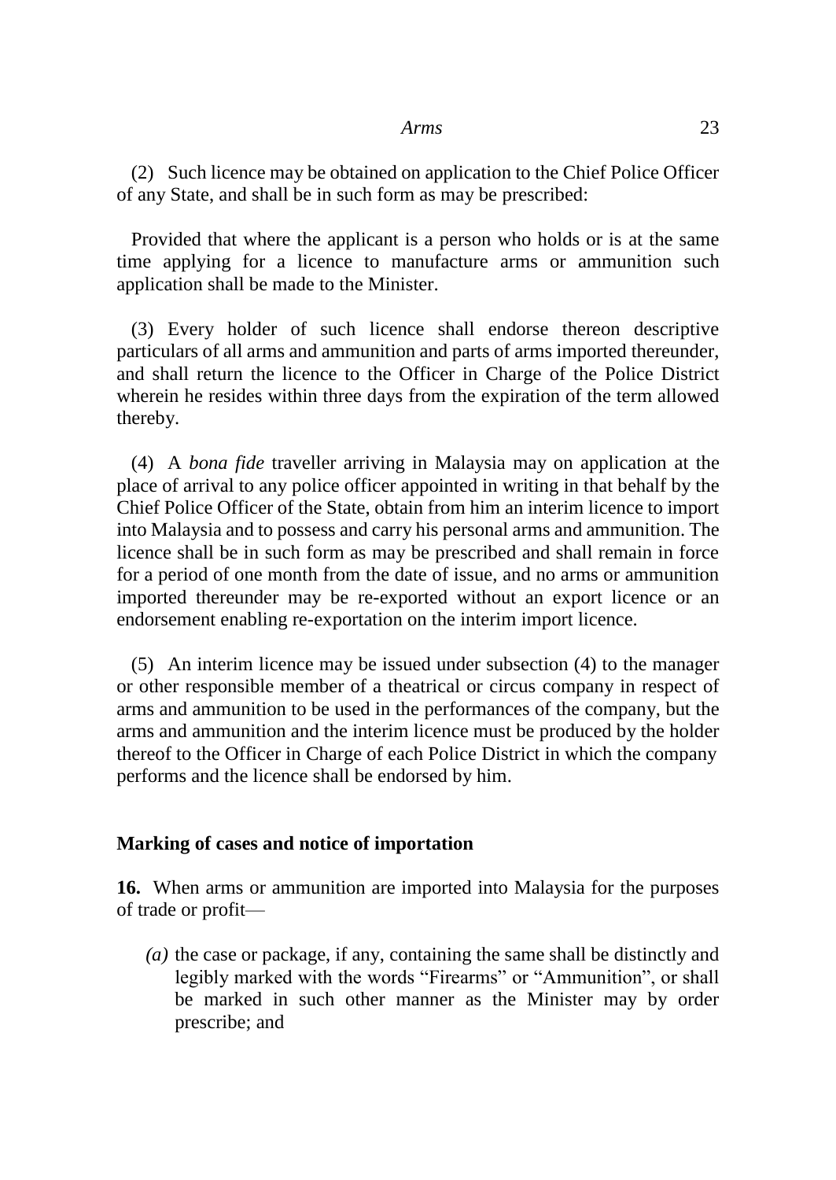(2) Such licence may be obtained on application to the Chief Police Officer of any State, and shall be in such form as may be prescribed:

Provided that where the applicant is a person who holds or is at the same time applying for a licence to manufacture arms or ammunition such application shall be made to the Minister.

(3) Every holder of such licence shall endorse thereon descriptive particulars of all arms and ammunition and parts of arms imported thereunder, and shall return the licence to the Officer in Charge of the Police District wherein he resides within three days from the expiration of the term allowed thereby.

(4) A *bona fide* traveller arriving in Malaysia may on application at the place of arrival to any police officer appointed in writing in that behalf by the Chief Police Officer of the State, obtain from him an interim licence to import into Malaysia and to possess and carry his personal arms and ammunition. The licence shall be in such form as may be prescribed and shall remain in force for a period of one month from the date of issue, and no arms or ammunition imported thereunder may be re-exported without an export licence or an endorsement enabling re-exportation on the interim import licence.

(5) An interim licence may be issued under subsection (4) to the manager or other responsible member of a theatrical or circus company in respect of arms and ammunition to be used in the performances of the company, but the arms and ammunition and the interim licence must be produced by the holder thereof to the Officer in Charge of each Police District in which the company performs and the licence shall be endorsed by him.

**Marking of cases and notice of importation**

**16.** When arms or ammunition are imported into Malaysia for the purposes of trade or profit—

*(a)* the case or package, if any, containing the same shall be distinctly and legibly marked with the words "Firearms" or "Ammunition", or shall be marked in such other manner as the Minister may by order prescribe; and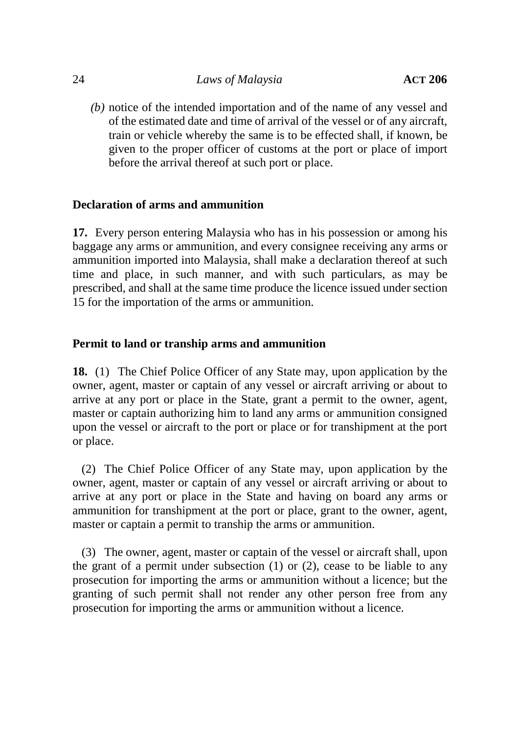*(b)* notice of the intended importation and of the name of any vessel and of the estimated date and time of arrival of the vessel or of any aircraft, train or vehicle whereby the same is to be effected shall, if known, be given to the proper officer of customs at the port or place of import before the arrival thereof at such port or place.

**Declaration of arms and ammunition**

**17.** Every person entering Malaysia who has in his possession or among his baggage any arms or ammunition, and every consignee receiving any arms or ammunition imported into Malaysia, shall make a declaration thereof at such time and place, in such manner, and with such particulars, as may be prescribed, and shall at the same time produce the licence issued under section 15 for the importation of the arms or ammunition.

**Permit to land or tranship arms and ammunition**

**18.** (1) The Chief Police Officer of any State may, upon application by the owner, agent, master or captain of any vessel or aircraft arriving or about to arrive at any port or place in the State, grant a permit to the owner, agent, master or captain authorizing him to land any arms or ammunition consigned upon the vessel or aircraft to the port or place or for transhipment at the port or place.

(2) The Chief Police Officer of any State may, upon application by the owner, agent, master or captain of any vessel or aircraft arriving or about to arrive at any port or place in the State and having on board any arms or ammunition for transhipment at the port or place, grant to the owner, agent, master or captain a permit to tranship the arms or ammunition.

(3) The owner, agent, master or captain of the vessel or aircraft shall, upon the grant of a permit under subsection (1) or (2), cease to be liable to any prosecution for importing the arms or ammunition without a licence; but the granting of such permit shall not render any other person free from any prosecution for importing the arms or ammunition without a licence.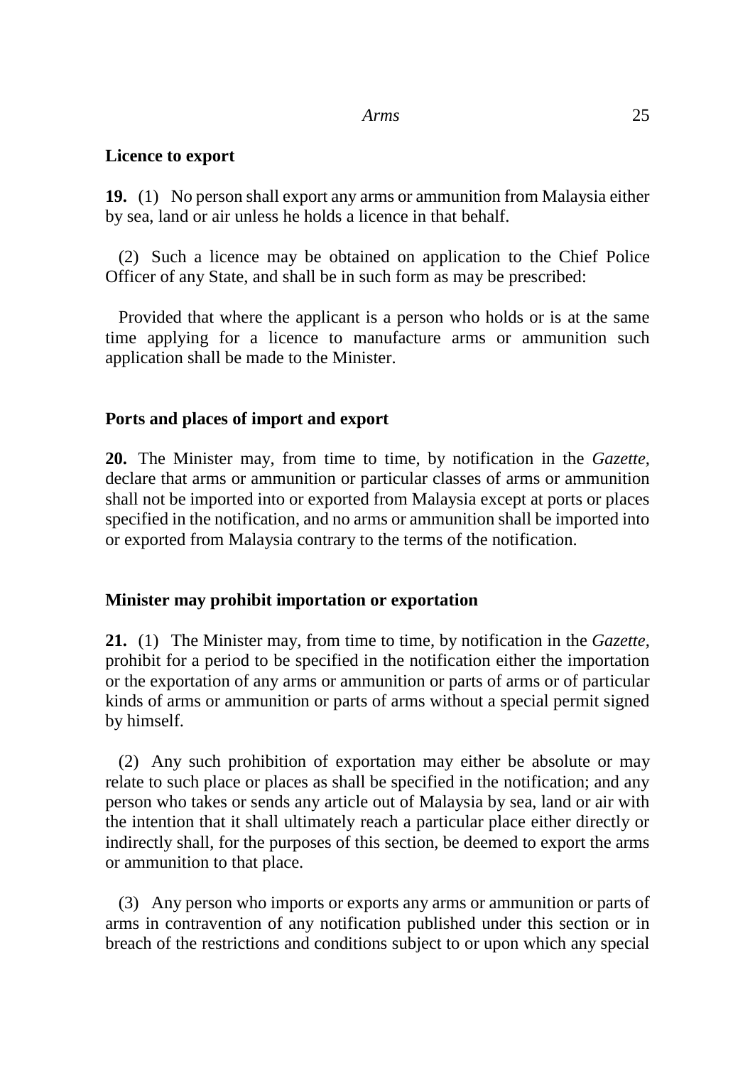**Licence to export**

**19.** (1) No person shall export any arms or ammunition from Malaysia either by sea, land or air unless he holds a licence in that behalf.

(2) Such a licence may be obtained on application to the Chief Police Officer of any State, and shall be in such form as may be prescribed:

Provided that where the applicant is a person who holds or is at the same time applying for a licence to manufacture arms or ammunition such application shall be made to the Minister.

**Ports and places of import and export**

**20.** The Minister may, from time to time, by notification in the *Gazette*, declare that arms or ammunition or particular classes of arms or ammunition shall not be imported into or exported from Malaysia except at ports or places specified in the notification, and no arms or ammunition shall be imported into or exported from Malaysia contrary to the terms of the notification.

**Minister may prohibit importation or exportation**

**21.** (1) The Minister may, from time to time, by notification in the *Gazette*, prohibit for a period to be specified in the notification either the importation or the exportation of any arms or ammunition or parts of arms or of particular kinds of arms or ammunition or parts of arms without a special permit signed by himself.

(2) Any such prohibition of exportation may either be absolute or may relate to such place or places as shall be specified in the notification; and any person who takes or sends any article out of Malaysia by sea, land or air with the intention that it shall ultimately reach a particular place either directly or indirectly shall, for the purposes of this section, be deemed to export the arms or ammunition to that place.

(3) Any person who imports or exports any arms or ammunition or parts of arms in contravention of any notification published under this section or in breach of the restrictions and conditions subject to or upon which any special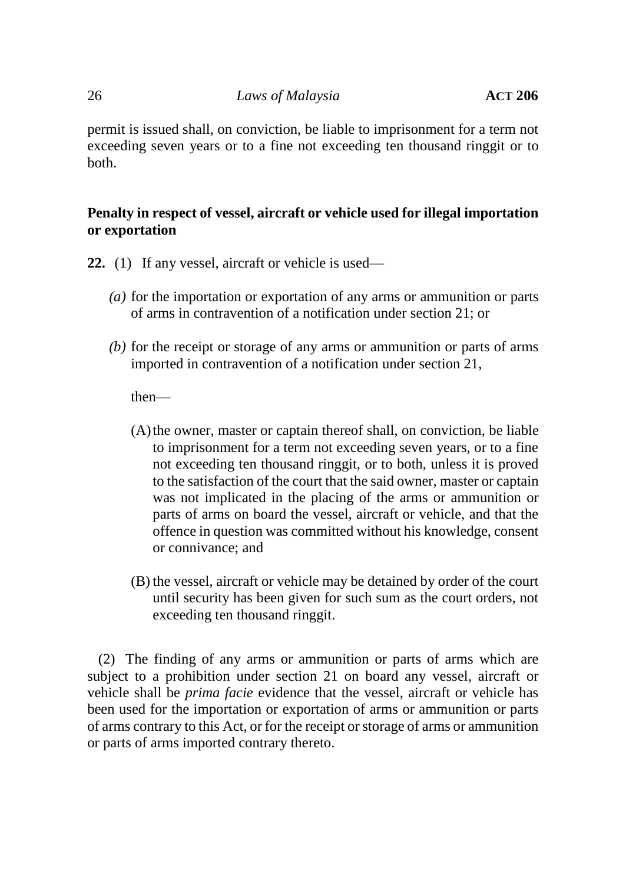permit is issued shall, on conviction, be liable to imprisonment for a term not exceeding seven years or to a fine not exceeding ten thousand ringgit or to both.

**Penalty in respect of vessel, aircraft or vehicle used for illegal importation or exportation**

**22.** (1) If any vessel, aircraft or vehicle is used—

*(a)* for the importation or exportation of any arms or ammunition or parts of arms in contravention of a notification under section 21; or

*(b)* for the receipt or storage of any arms or ammunition or parts of arms imported in contravention of a notification under section 21,

then—

(A) the owner, master or captain thereof shall, on conviction, be liable to imprisonment for a term not exceeding seven years, or to a fine not exceeding ten thousand ringgit, or to both, unless it is proved to the satisfaction of the court that the said owner, master or captain was not implicated in the placing of the arms or ammunition or parts of arms on board the vessel, aircraft or vehicle, and that the offence in question was committed without his knowledge, consent or connivance; and

(B) the vessel, aircraft or vehicle may be detained by order of the court until security has been given for such sum as the court orders, not exceeding ten thousand ringgit.

(2) The finding of any arms or ammunition or parts of arms which are subject to a prohibition under section 21 on board any vessel, aircraft or vehicle shall be *prima facie* evidence that the vessel, aircraft or vehicle has been used for the importation or exportation of arms or ammunition or parts of arms contrary to this Act, or for the receipt or storage of arms or ammunition or parts of arms imported contrary thereto.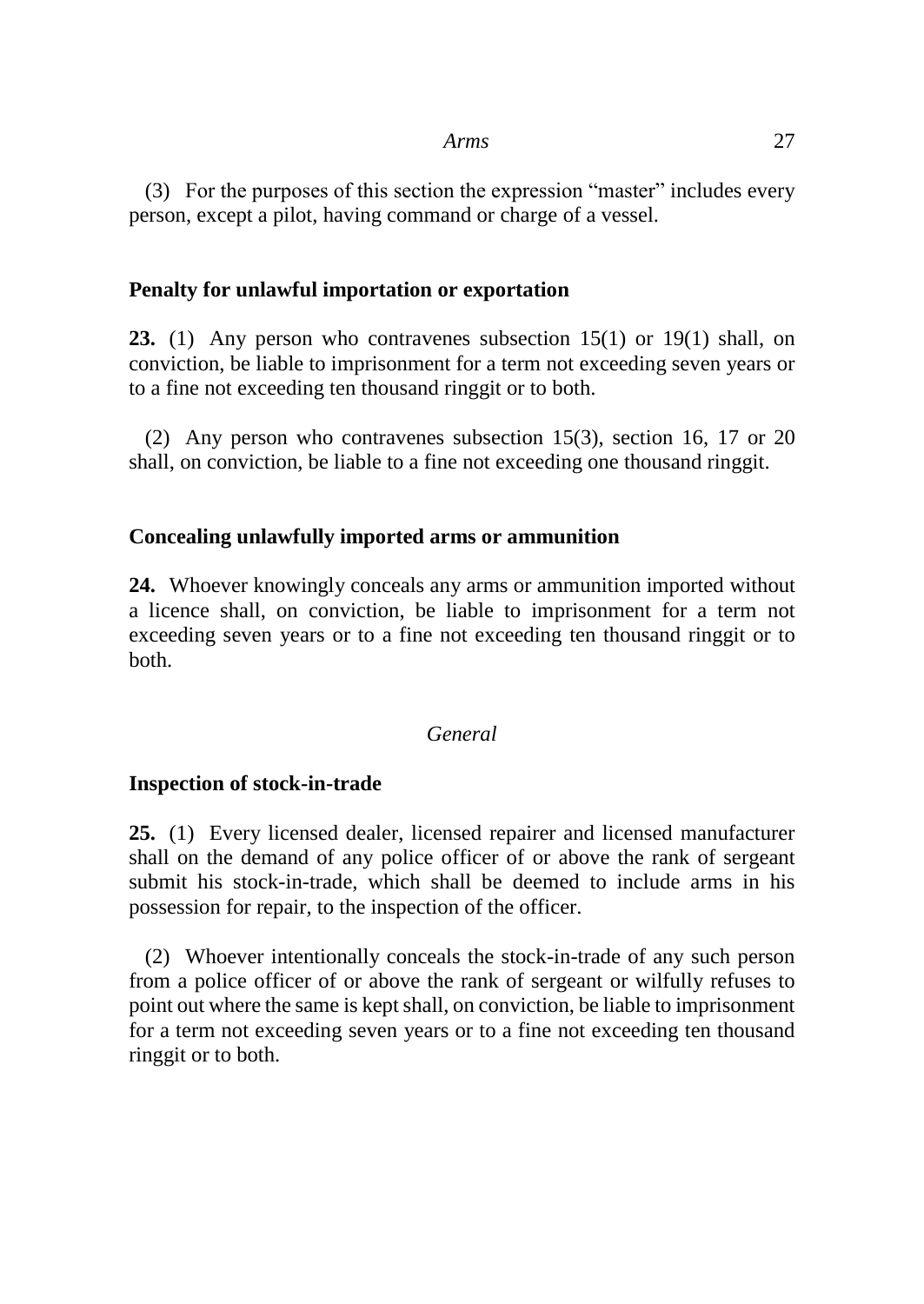(3) For the purposes of this section the expression "master" includes every person, except a pilot, having command or charge of a vessel.

**Penalty for unlawful importation or exportation**

**23.** (1) Any person who contravenes subsection 15(1) or 19(1) shall, on conviction, be liable to imprisonment for a term not exceeding seven years or to a fine not exceeding ten thousand ringgit or to both.

(2) Any person who contravenes subsection 15(3), section 16, 17 or 20 shall, on conviction, be liable to a fine not exceeding one thousand ringgit.

**Concealing unlawfully imported arms or ammunition**

**24.** Whoever knowingly conceals any arms or ammunition imported without a licence shall, on conviction, be liable to imprisonment for a term not exceeding seven years or to a fine not exceeding ten thousand ringgit or to both.

*General*

**Inspection of stock-in-trade**

**25.** (1) Every licensed dealer, licensed repairer and licensed manufacturer shall on the demand of any police officer of or above the rank of sergeant submit his stock-in-trade, which shall be deemed to include arms in his possession for repair, to the inspection of the officer.

(2) Whoever intentionally conceals the stock-in-trade of any such person from a police officer of or above the rank of sergeant or wilfully refuses to point out where the same is kept shall, on conviction, be liable to imprisonment for a term not exceeding seven years or to a fine not exceeding ten thousand ringgit or to both.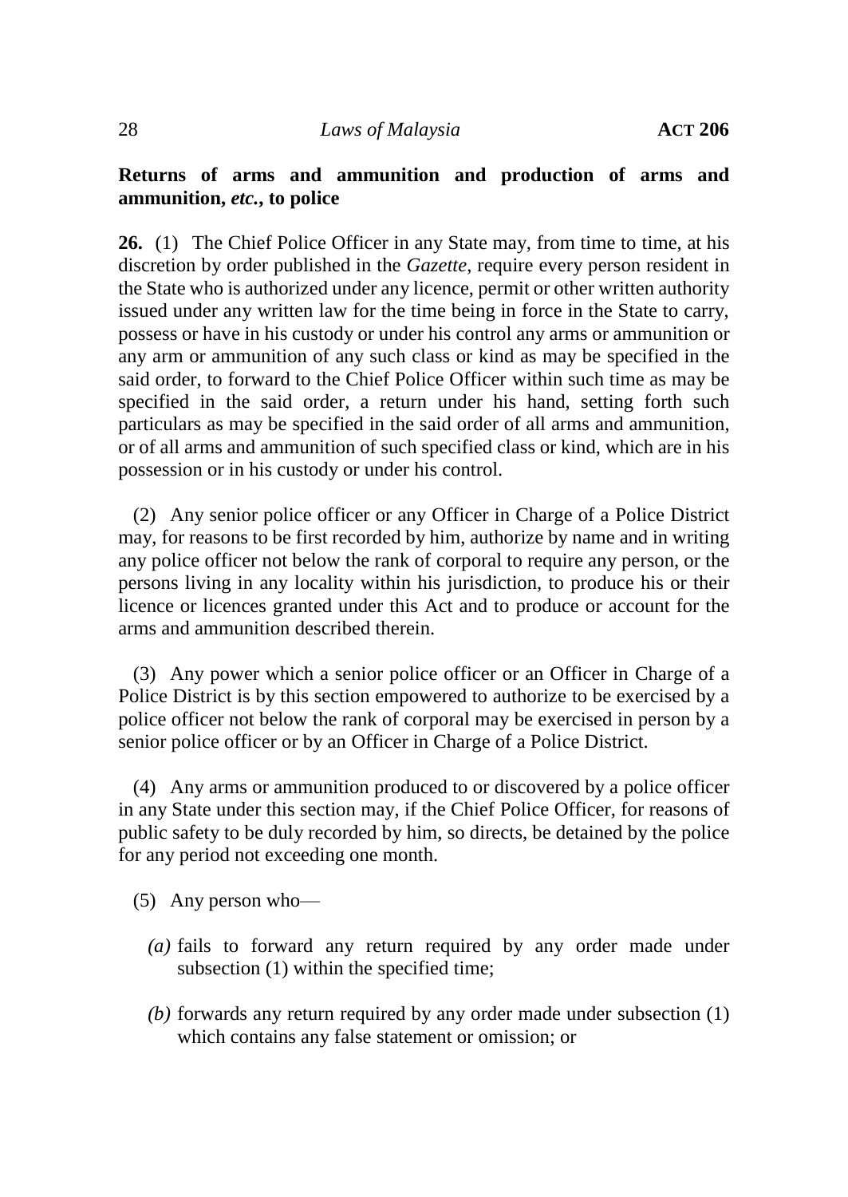**Returns of arms and ammunition and production of arms and ammunition, *etc.*, to police**

**26.** (1) The Chief Police Officer in any State may, from time to time, at his discretion by order published in the *Gazette*, require every person resident in the State who is authorized under any licence, permit or other written authority issued under any written law for the time being in force in the State to carry, possess or have in his custody or under his control any arms or ammunition or any arm or ammunition of any such class or kind as may be specified in the said order, to forward to the Chief Police Officer within such time as may be specified in the said order, a return under his hand, setting forth such particulars as may be specified in the said order of all arms and ammunition, or of all arms and ammunition of such specified class or kind, which are in his possession or in his custody or under his control.

(2) Any senior police officer or any Officer in Charge of a Police District may, for reasons to be first recorded by him, authorize by name and in writing any police officer not below the rank of corporal to require any person, or the persons living in any locality within his jurisdiction, to produce his or their licence or licences granted under this Act and to produce or account for the arms and ammunition described therein.

(3) Any power which a senior police officer or an Officer in Charge of a Police District is by this section empowered to authorize to be exercised by a police officer not below the rank of corporal may be exercised in person by a senior police officer or by an Officer in Charge of a Police District.

(4) Any arms or ammunition produced to or discovered by a police officer in any State under this section may, if the Chief Police Officer, for reasons of public safety to be duly recorded by him, so directs, be detained by the police for any period not exceeding one month.

(5) Any person who—

*(a)* fails to forward any return required by any order made under subsection (1) within the specified time;

*(b)* forwards any return required by any order made under subsection (1) which contains any false statement or omission; or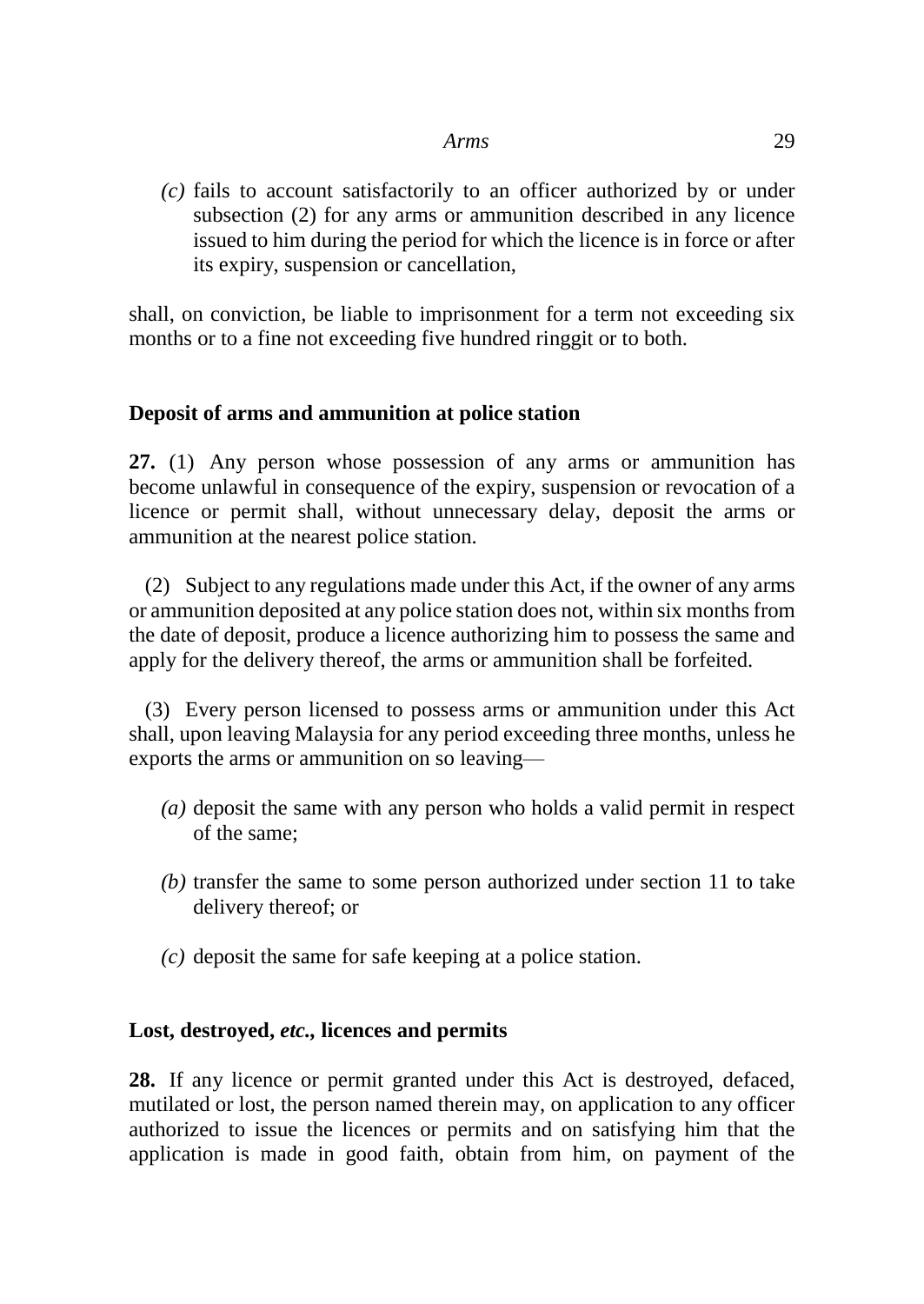*(c)* fails to account satisfactorily to an officer authorized by or under subsection (2) for any arms or ammunition described in any licence issued to him during the period for which the licence is in force or after its expiry, suspension or cancellation,

shall, on conviction, be liable to imprisonment for a term not exceeding six months or to a fine not exceeding five hundred ringgit or to both.

**Deposit of arms and ammunition at police station**

**27.** (1) Any person whose possession of any arms or ammunition has become unlawful in consequence of the expiry, suspension or revocation of a licence or permit shall, without unnecessary delay, deposit the arms or ammunition at the nearest police station.

(2) Subject to any regulations made under this Act, if the owner of any arms or ammunition deposited at any police station does not, within six months from the date of deposit, produce a licence authorizing him to possess the same and apply for the delivery thereof, the arms or ammunition shall be forfeited.

(3) Every person licensed to possess arms or ammunition under this Act shall, upon leaving Malaysia for any period exceeding three months, unless he exports the arms or ammunition on so leaving—

*(a)* deposit the same with any person who holds a valid permit in respect of the same;

*(b)* transfer the same to some person authorized under section 11 to take delivery thereof; or

*(c)* deposit the same for safe keeping at a police station.

**Lost, destroyed, *etc.*, licences and permits**

**28.** If any licence or permit granted under this Act is destroyed, defaced, mutilated or lost, the person named therein may, on application to any officer authorized to issue the licences or permits and on satisfying him that the application is made in good faith, obtain from him, on payment of the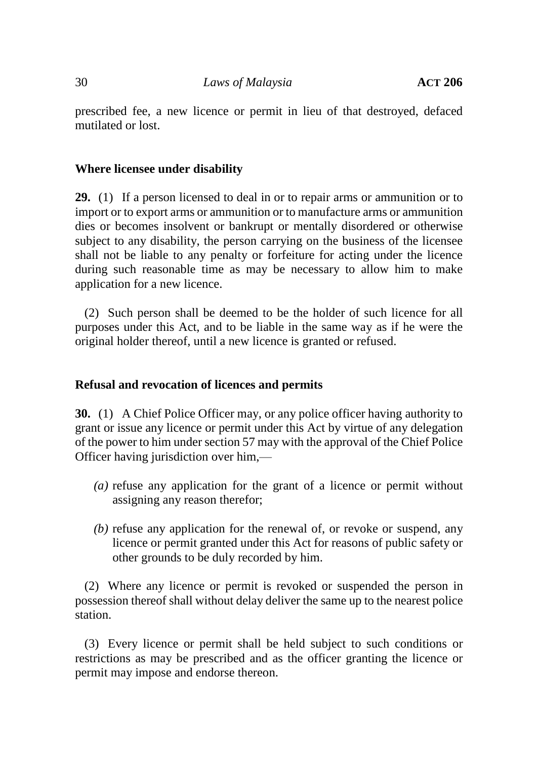prescribed fee, a new licence or permit in lieu of that destroyed, defaced mutilated or lost.

**Where licensee under disability**

**29.** (1) If a person licensed to deal in or to repair arms or ammunition or to import or to export arms or ammunition or to manufacture arms or ammunition dies or becomes insolvent or bankrupt or mentally disordered or otherwise subject to any disability, the person carrying on the business of the licensee shall not be liable to any penalty or forfeiture for acting under the licence during such reasonable time as may be necessary to allow him to make application for a new licence.

(2) Such person shall be deemed to be the holder of such licence for all purposes under this Act, and to be liable in the same way as if he were the original holder thereof, until a new licence is granted or refused.

**Refusal and revocation of licences and permits**

**30.** (1) A Chief Police Officer may, or any police officer having authority to grant or issue any licence or permit under this Act by virtue of any delegation of the power to him under section 57 may with the approval of the Chief Police Officer having jurisdiction over him,—

*(a)* refuse any application for the grant of a licence or permit without assigning any reason therefor;

*(b)* refuse any application for the renewal of, or revoke or suspend, any licence or permit granted under this Act for reasons of public safety or other grounds to be duly recorded by him.

(2) Where any licence or permit is revoked or suspended the person in possession thereof shall without delay deliver the same up to the nearest police station.

(3) Every licence or permit shall be held subject to such conditions or restrictions as may be prescribed and as the officer granting the licence or permit may impose and endorse thereon.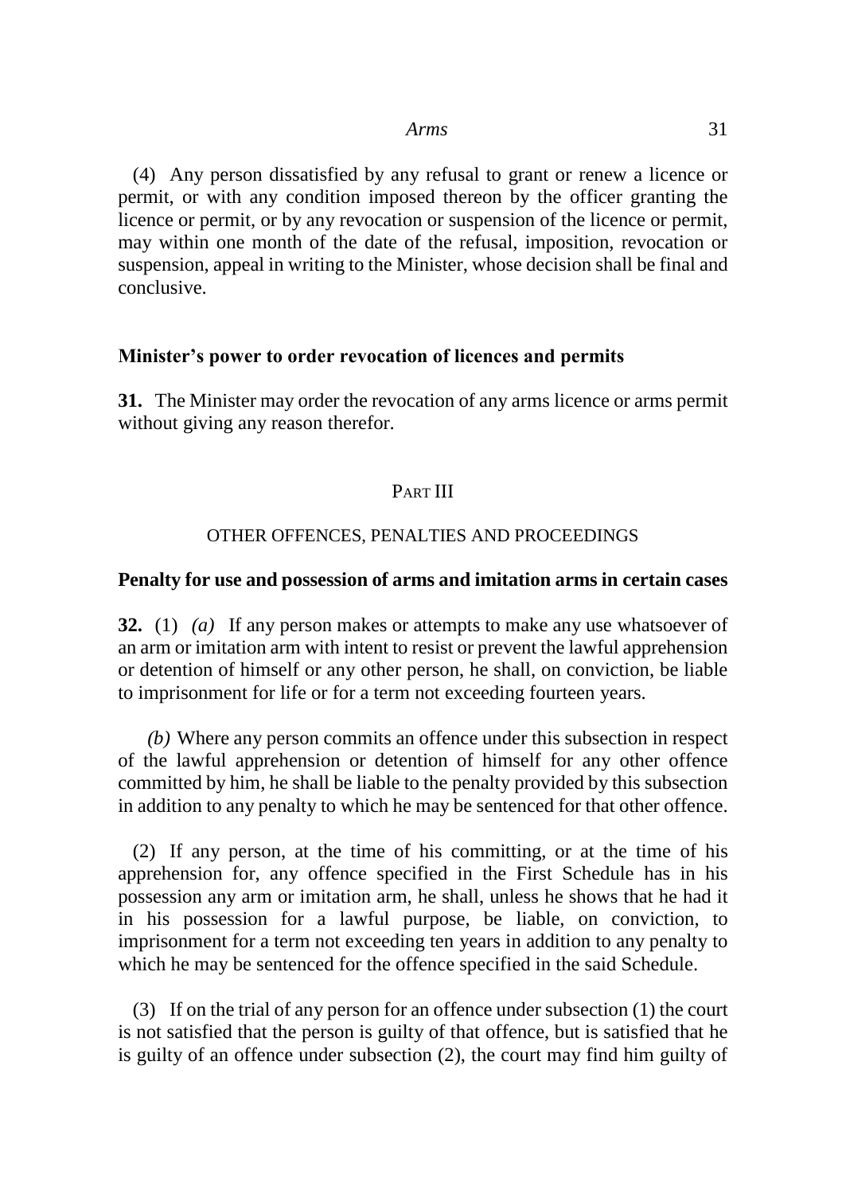(4) Any person dissatisfied by any refusal to grant or renew a licence or permit, or with any condition imposed thereon by the officer granting the licence or permit, or by any revocation or suspension of the licence or permit, may within one month of the date of the refusal, imposition, revocation or suspension, appeal in writing to the Minister, whose decision shall be final and conclusive.

### Minister's power to order revocation of licences and permits

**31.** The Minister may order the revocation of any arms licence or arms permit without giving any reason therefor.

## PART III

## OTHER OFFENCES, PENALTIES AND PROCEEDINGS

### Penalty for use and possession of arms and imitation arms in certain cases

**32.** (1) *(a)* If any person makes or attempts to make any use whatsoever of an arm or imitation arm with intent to resist or prevent the lawful apprehension or detention of himself or any other person, he shall, on conviction, be liable to imprisonment for life or for a term not exceeding fourteen years.

*(b)* Where any person commits an offence under this subsection in respect of the lawful apprehension or detention of himself for any other offence committed by him, he shall be liable to the penalty provided by this subsection in addition to any penalty to which he may be sentenced for that other offence.

(2) If any person, at the time of his committing, or at the time of his apprehension for, any offence specified in the First Schedule has in his possession any arm or imitation arm, he shall, unless he shows that he had it in his possession for a lawful purpose, be liable, on conviction, to imprisonment for a term not exceeding ten years in addition to any penalty to which he may be sentenced for the offence specified in the said Schedule.

(3) If on the trial of any person for an offence under subsection (1) the court is not satisfied that the person is guilty of that offence, but is satisfied that he is guilty of an offence under subsection (2), the court may find him guilty of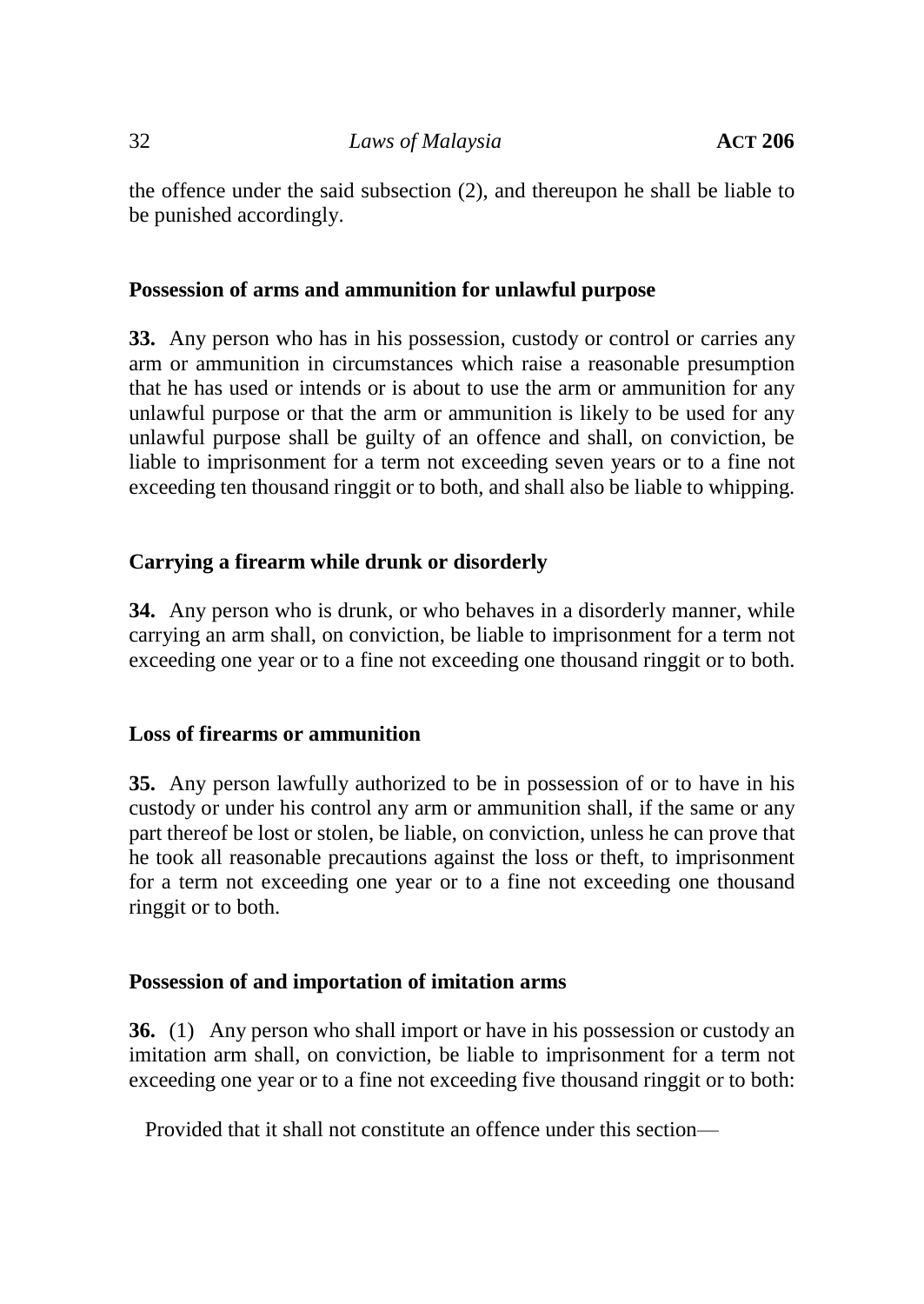the offence under the said subsection (2), and thereupon he shall be liable to be punished accordingly.

### Possession of arms and ammunition for unlawful purpose

**33.** Any person who has in his possession, custody or control or carries any arm or ammunition in circumstances which raise a reasonable presumption that he has used or intends or is about to use the arm or ammunition for any unlawful purpose or that the arm or ammunition is likely to be used for any unlawful purpose shall be guilty of an offence and shall, on conviction, be liable to imprisonment for a term not exceeding seven years or to a fine not exceeding ten thousand ringgit or to both, and shall also be liable to whipping.

### Carrying a firearm while drunk or disorderly

**34.** Any person who is drunk, or who behaves in a disorderly manner, while carrying an arm shall, on conviction, be liable to imprisonment for a term not exceeding one year or to a fine not exceeding one thousand ringgit or to both.

### Loss of firearms or ammunition

**35.** Any person lawfully authorized to be in possession of or to have in his custody or under his control any arm or ammunition shall, if the same or any part thereof be lost or stolen, be liable, on conviction, unless he can prove that he took all reasonable precautions against the loss or theft, to imprisonment for a term not exceeding one year or to a fine not exceeding one thousand ringgit or to both.

### Possession of and importation of imitation arms

**36.** (1) Any person who shall import or have in his possession or custody an imitation arm shall, on conviction, be liable to imprisonment for a term not exceeding one year or to a fine not exceeding five thousand ringgit or to both:

Provided that it shall not constitute an offence under this section—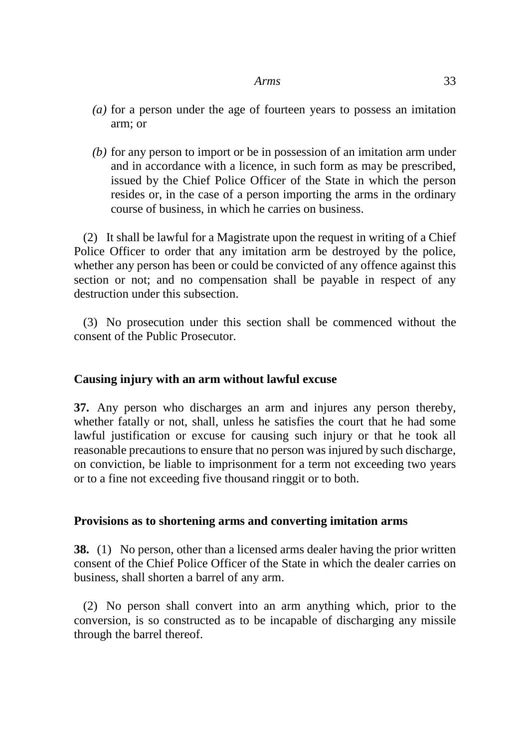*(a)* for a person under the age of fourteen years to possess an imitation arm; or

*(b)* for any person to import or be in possession of an imitation arm under and in accordance with a licence, in such form as may be prescribed, issued by the Chief Police Officer of the State in which the person resides or, in the case of a person importing the arms in the ordinary course of business, in which he carries on business.

(2) It shall be lawful for a Magistrate upon the request in writing of a Chief Police Officer to order that any imitation arm be destroyed by the police, whether any person has been or could be convicted of any offence against this section or not; and no compensation shall be payable in respect of any destruction under this subsection.

(3) No prosecution under this section shall be commenced without the consent of the Public Prosecutor.

**Causing injury with an arm without lawful excuse**

**37.** Any person who discharges an arm and injures any person thereby, whether fatally or not, shall, unless he satisfies the court that he had some lawful justification or excuse for causing such injury or that he took all reasonable precautions to ensure that no person was injured by such discharge, on conviction, be liable to imprisonment for a term not exceeding two years or to a fine not exceeding five thousand ringgit or to both.

**Provisions as to shortening arms and converting imitation arms**

**38.** (1) No person, other than a licensed arms dealer having the prior written consent of the Chief Police Officer of the State in which the dealer carries on business, shall shorten a barrel of any arm.

(2) No person shall convert into an arm anything which, prior to the conversion, is so constructed as to be incapable of discharging any missile through the barrel thereof.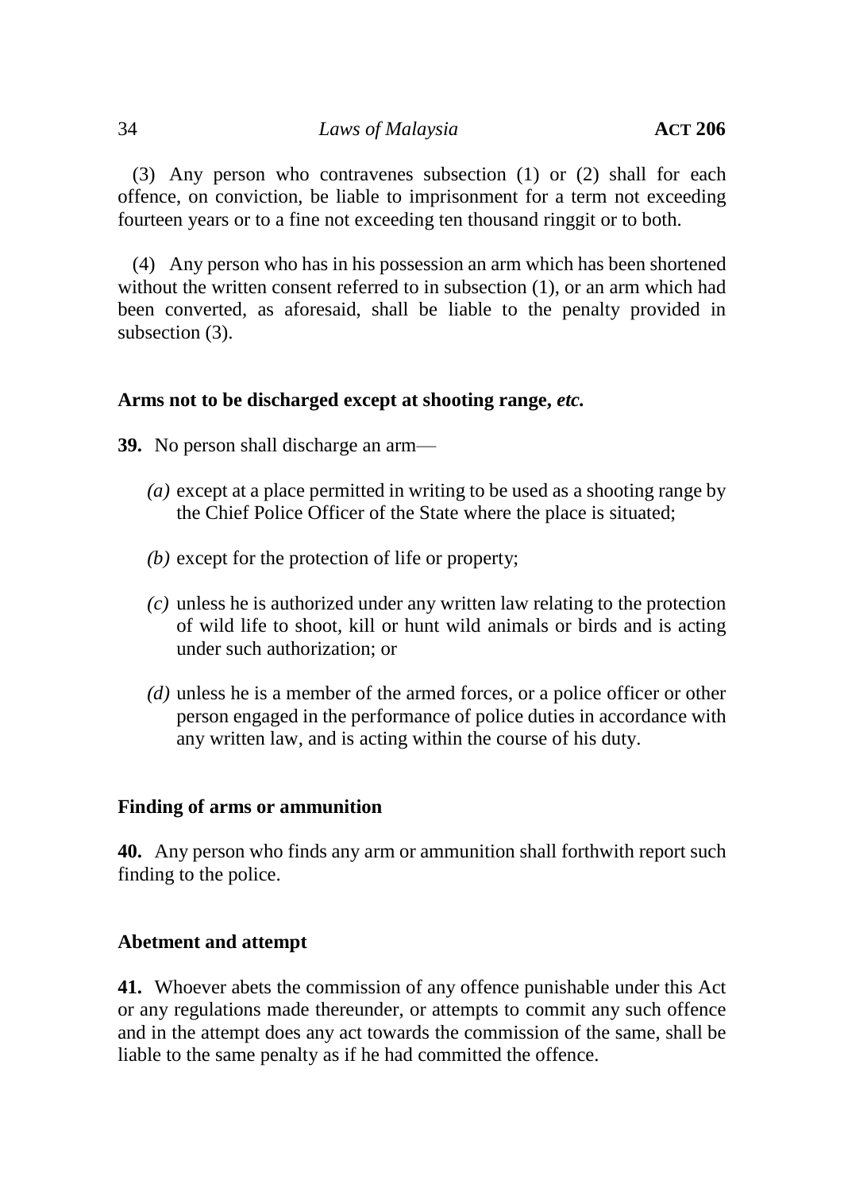(3) Any person who contravenes subsection (1) or (2) shall for each offence, on conviction, be liable to imprisonment for a term not exceeding fourteen years or to a fine not exceeding ten thousand ringgit or to both.

(4) Any person who has in his possession an arm which has been shortened without the written consent referred to in subsection (1), or an arm which had been converted, as aforesaid, shall be liable to the penalty provided in subsection (3).

**Arms not to be discharged except at shooting range, *etc.***

**39.** No person shall discharge an arm—

*(a)* except at a place permitted in writing to be used as a shooting range by the Chief Police Officer of the State where the place is situated;

*(b)* except for the protection of life or property;

*(c)* unless he is authorized under any written law relating to the protection of wild life to shoot, kill or hunt wild animals or birds and is acting under such authorization; or

*(d)* unless he is a member of the armed forces, or a police officer or other person engaged in the performance of police duties in accordance with any written law, and is acting within the course of his duty.

**Finding of arms or ammunition**

**40.** Any person who finds any arm or ammunition shall forthwith report such finding to the police.

**Abetment and attempt**

**41.** Whoever abets the commission of any offence punishable under this Act or any regulations made thereunder, or attempts to commit any such offence and in the attempt does any act towards the commission of the same, shall be liable to the same penalty as if he had committed the offence.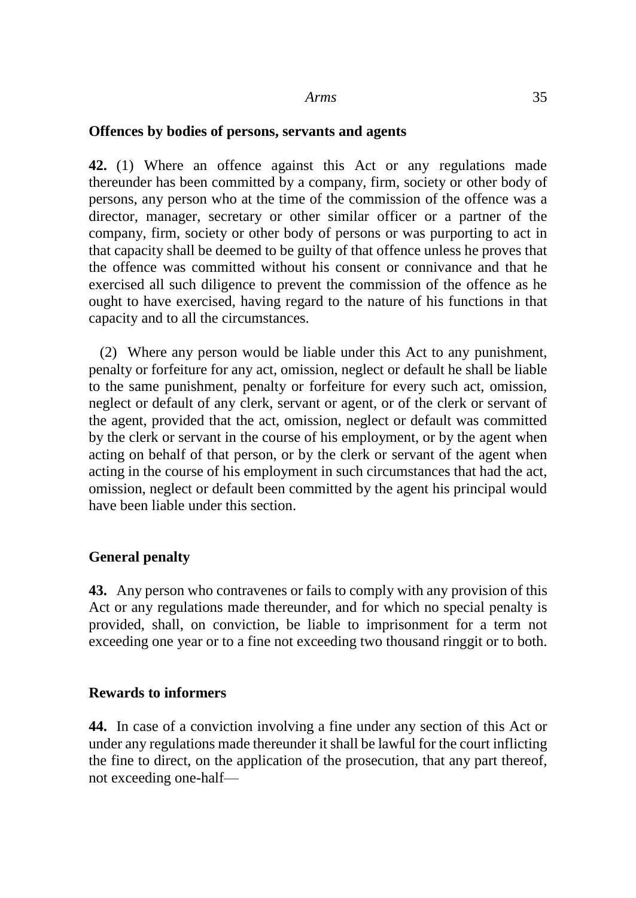**Offences by bodies of persons, servants and agents**

**42.** (1) Where an offence against this Act or any regulations made thereunder has been committed by a company, firm, society or other body of persons, any person who at the time of the commission of the offence was a director, manager, secretary or other similar officer or a partner of the company, firm, society or other body of persons or was purporting to act in that capacity shall be deemed to be guilty of that offence unless he proves that the offence was committed without his consent or connivance and that he exercised all such diligence to prevent the commission of the offence as he ought to have exercised, having regard to the nature of his functions in that capacity and to all the circumstances.

(2) Where any person would be liable under this Act to any punishment, penalty or forfeiture for any act, omission, neglect or default he shall be liable to the same punishment, penalty or forfeiture for every such act, omission, neglect or default of any clerk, servant or agent, or of the clerk or servant of the agent, provided that the act, omission, neglect or default was committed by the clerk or servant in the course of his employment, or by the agent when acting on behalf of that person, or by the clerk or servant of the agent when acting in the course of his employment in such circumstances that had the act, omission, neglect or default been committed by the agent his principal would have been liable under this section.

**General penalty**

**43.** Any person who contravenes or fails to comply with any provision of this Act or any regulations made thereunder, and for which no special penalty is provided, shall, on conviction, be liable to imprisonment for a term not exceeding one year or to a fine not exceeding two thousand ringgit or to both.

**Rewards to informers**

**44.** In case of a conviction involving a fine under any section of this Act or under any regulations made thereunder it shall be lawful for the court inflicting the fine to direct, on the application of the prosecution, that any part thereof, not exceeding one-half—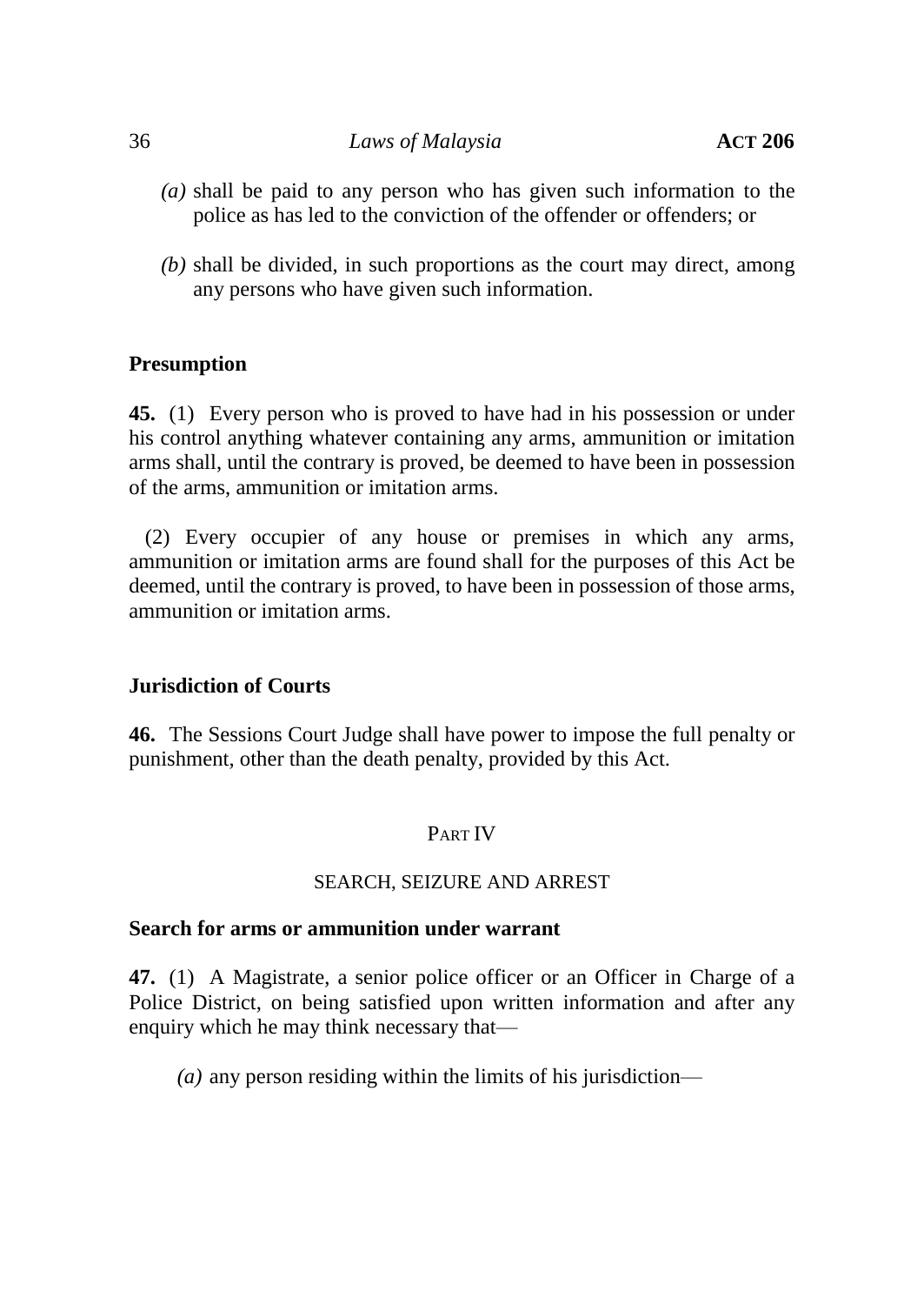*(a)* shall be paid to any person who has given such information to the police as has led to the conviction of the offender or offenders; or

*(b)* shall be divided, in such proportions as the court may direct, among any persons who have given such information.

**Presumption**

**45.** (1) Every person who is proved to have had in his possession or under his control anything whatever containing any arms, ammunition or imitation arms shall, until the contrary is proved, be deemed to have been in possession of the arms, ammunition or imitation arms.

(2) Every occupier of any house or premises in which any arms, ammunition or imitation arms are found shall for the purposes of this Act be deemed, until the contrary is proved, to have been in possession of those arms, ammunition or imitation arms.

**Jurisdiction of Courts**

**46.** The Sessions Court Judge shall have power to impose the full penalty or punishment, other than the death penalty, provided by this Act.

PART IV

SEARCH, SEIZURE AND ARREST

**Search for arms or ammunition under warrant**

**47.** (1) A Magistrate, a senior police officer or an Officer in Charge of a Police District, on being satisfied upon written information and after any enquiry which he may think necessary that—

*(a)* any person residing within the limits of his jurisdiction—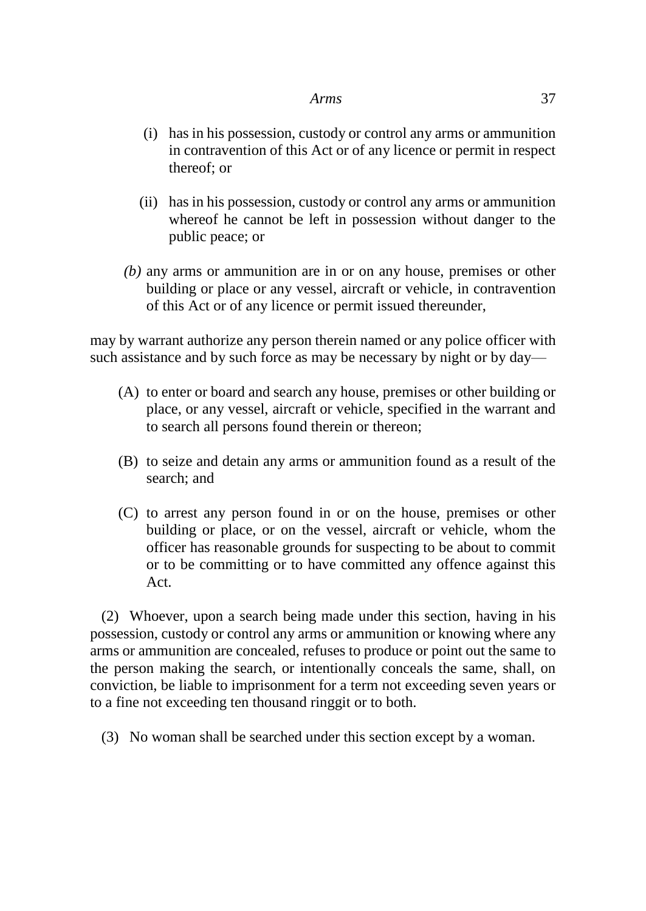(i) has in his possession, custody or control any arms or ammunition in contravention of this Act or of any licence or permit in respect thereof; or

(ii) has in his possession, custody or control any arms or ammunition whereof he cannot be left in possession without danger to the public peace; or

*(b)* any arms or ammunition are in or on any house, premises or other building or place or any vessel, aircraft or vehicle, in contravention of this Act or of any licence or permit issued thereunder,

may by warrant authorize any person therein named or any police officer with such assistance and by such force as may be necessary by night or by day—

(A) to enter or board and search any house, premises or other building or place, or any vessel, aircraft or vehicle, specified in the warrant and to search all persons found therein or thereon;

(B) to seize and detain any arms or ammunition found as a result of the search; and

(C) to arrest any person found in or on the house, premises or other building or place, or on the vessel, aircraft or vehicle, whom the officer has reasonable grounds for suspecting to be about to commit or to be committing or to have committed any offence against this Act.

(2) Whoever, upon a search being made under this section, having in his possession, custody or control any arms or ammunition or knowing where any arms or ammunition are concealed, refuses to produce or point out the same to the person making the search, or intentionally conceals the same, shall, on conviction, be liable to imprisonment for a term not exceeding seven years or to a fine not exceeding ten thousand ringgit or to both.

(3) No woman shall be searched under this section except by a woman.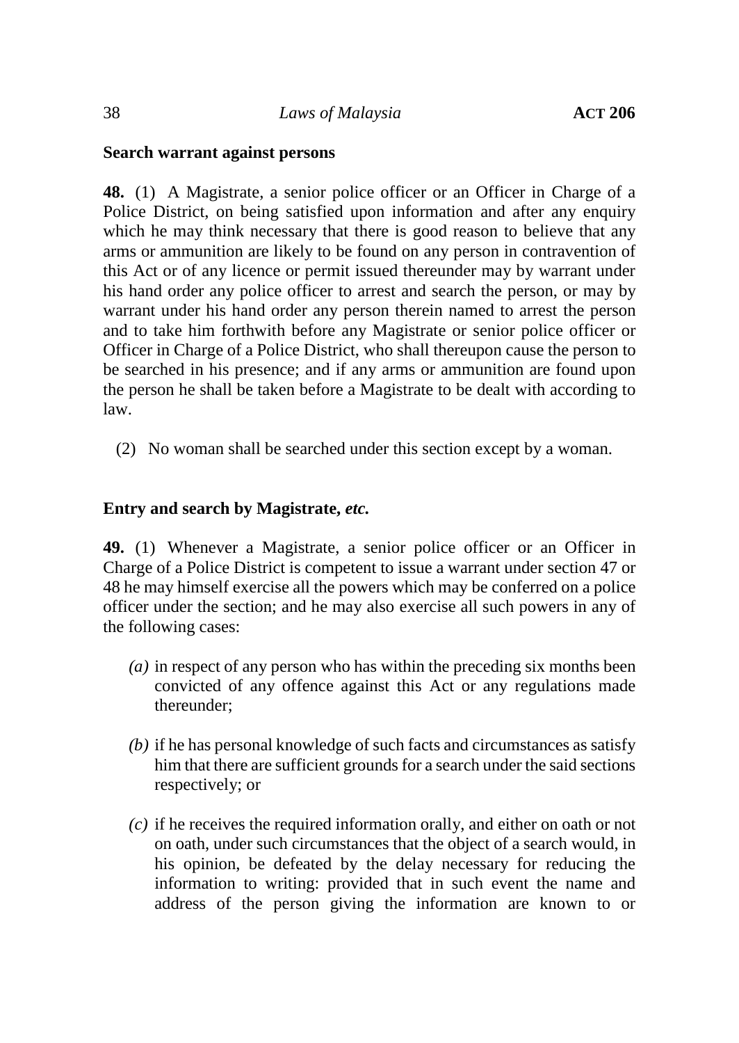**Search warrant against persons**

**48.** (1) A Magistrate, a senior police officer or an Officer in Charge of a Police District, on being satisfied upon information and after any enquiry which he may think necessary that there is good reason to believe that any arms or ammunition are likely to be found on any person in contravention of this Act or of any licence or permit issued thereunder may by warrant under his hand order any police officer to arrest and search the person, or may by warrant under his hand order any person therein named to arrest the person and to take him forthwith before any Magistrate or senior police officer or Officer in Charge of a Police District, who shall thereupon cause the person to be searched in his presence; and if any arms or ammunition are found upon the person he shall be taken before a Magistrate to be dealt with according to law.

(2) No woman shall be searched under this section except by a woman.

**Entry and search by Magistrate,** ***etc.***

**49.** (1) Whenever a Magistrate, a senior police officer or an Officer in Charge of a Police District is competent to issue a warrant under section 47 or 48 he may himself exercise all the powers which may be conferred on a police officer under the section; and he may also exercise all such powers in any of the following cases:

*(a)* in respect of any person who has within the preceding six months been convicted of any offence against this Act or any regulations made thereunder;

*(b)* if he has personal knowledge of such facts and circumstances as satisfy him that there are sufficient grounds for a search under the said sections respectively; or

*(c)* if he receives the required information orally, and either on oath or not on oath, under such circumstances that the object of a search would, in his opinion, be defeated by the delay necessary for reducing the information to writing: provided that in such event the name and address of the person giving the information are known to or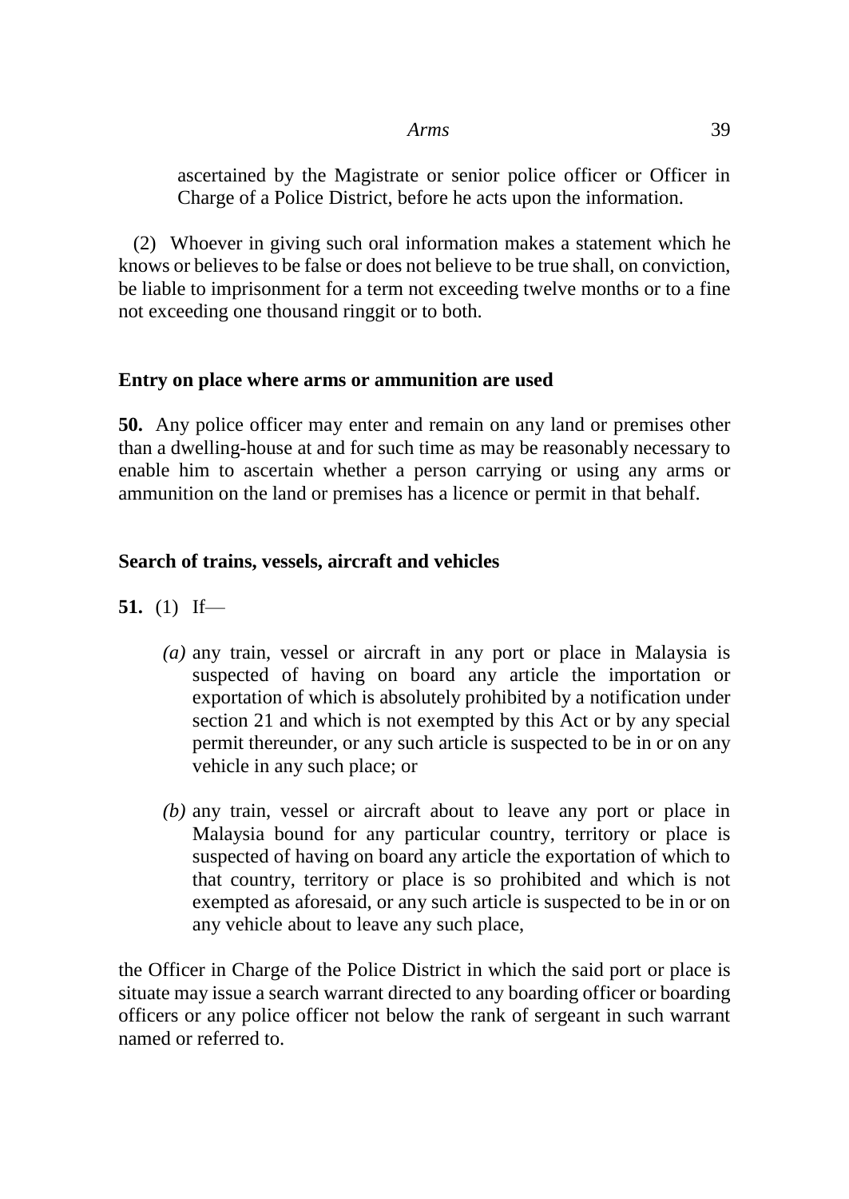ascertained by the Magistrate or senior police officer or Officer in Charge of a Police District, before he acts upon the information.

(2) Whoever in giving such oral information makes a statement which he knows or believes to be false or does not believe to be true shall, on conviction, be liable to imprisonment for a term not exceeding twelve months or to a fine not exceeding one thousand ringgit or to both.

**Entry on place where arms or ammunition are used**

**50.** Any police officer may enter and remain on any land or premises other than a dwelling-house at and for such time as may be reasonably necessary to enable him to ascertain whether a person carrying or using any arms or ammunition on the land or premises has a licence or permit in that behalf.

**Search of trains, vessels, aircraft and vehicles**

**51.** (1) If—

*(a)* any train, vessel or aircraft in any port or place in Malaysia is suspected of having on board any article the importation or exportation of which is absolutely prohibited by a notification under section 21 and which is not exempted by this Act or by any special permit thereunder, or any such article is suspected to be in or on any vehicle in any such place; or

*(b)* any train, vessel or aircraft about to leave any port or place in Malaysia bound for any particular country, territory or place is suspected of having on board any article the exportation of which to that country, territory or place is so prohibited and which is not exempted as aforesaid, or any such article is suspected to be in or on any vehicle about to leave any such place,

the Officer in Charge of the Police District in which the said port or place is situate may issue a search warrant directed to any boarding officer or boarding officers or any police officer not below the rank of sergeant in such warrant named or referred to.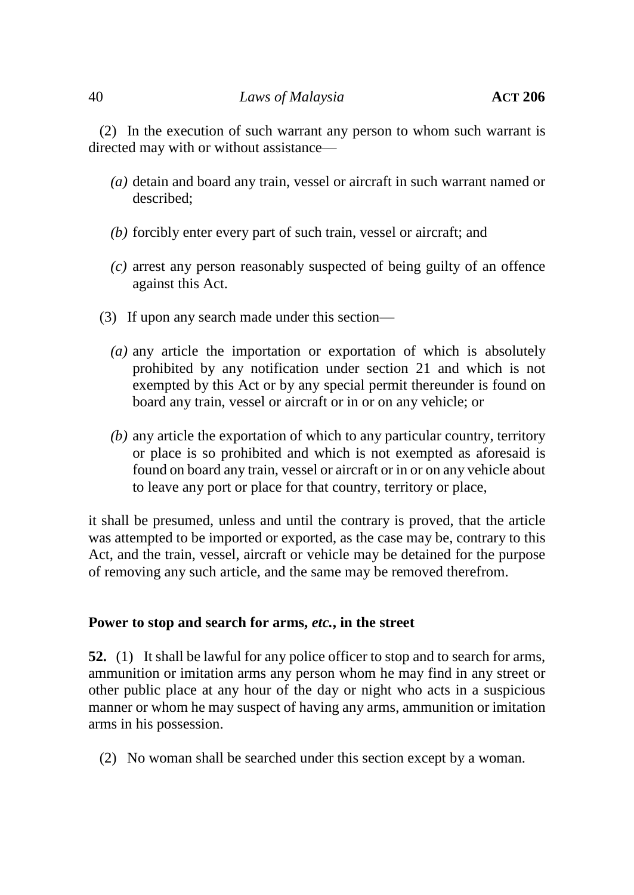(2) In the execution of such warrant any person to whom such warrant is directed may with or without assistance—

*(a)* detain and board any train, vessel or aircraft in such warrant named or described;

*(b)* forcibly enter every part of such train, vessel or aircraft; and

*(c)* arrest any person reasonably suspected of being guilty of an offence against this Act.

(3) If upon any search made under this section—

*(a)* any article the importation or exportation of which is absolutely prohibited by any notification under section 21 and which is not exempted by this Act or by any special permit thereunder is found on board any train, vessel or aircraft or in or on any vehicle; or

*(b)* any article the exportation of which to any particular country, territory or place is so prohibited and which is not exempted as aforesaid is found on board any train, vessel or aircraft or in or on any vehicle about to leave any port or place for that country, territory or place,

it shall be presumed, unless and until the contrary is proved, that the article was attempted to be imported or exported, as the case may be, contrary to this Act, and the train, vessel, aircraft or vehicle may be detained for the purpose of removing any such article, and the same may be removed therefrom.

### Power to stop and search for arms, *etc.*, in the street

**52.** (1) It shall be lawful for any police officer to stop and to search for arms, ammunition or imitation arms any person whom he may find in any street or other public place at any hour of the day or night who acts in a suspicious manner or whom he may suspect of having any arms, ammunition or imitation arms in his possession.

(2) No woman shall be searched under this section except by a woman.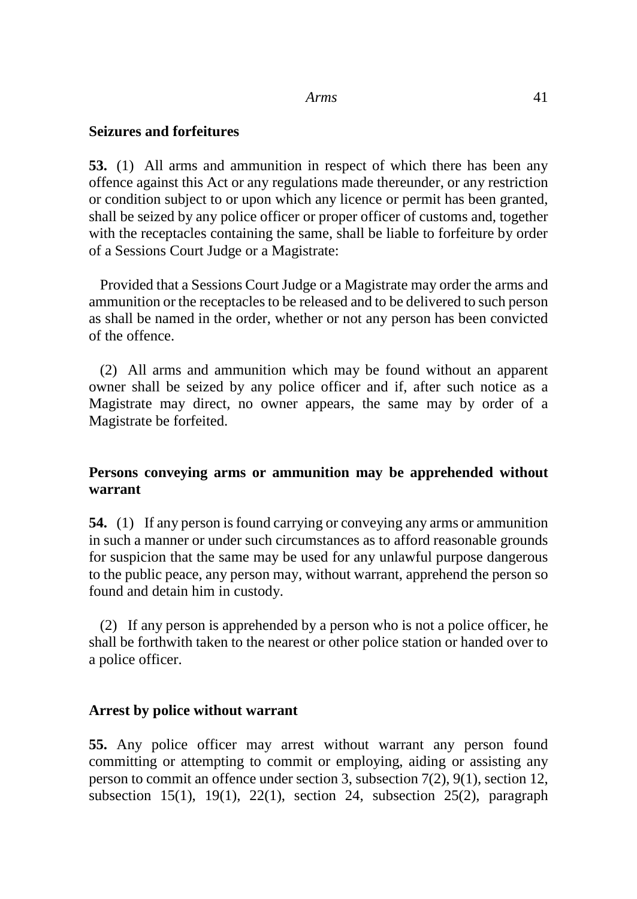## Seizures and forfeitures

**53.** (1) All arms and ammunition in respect of which there has been any offence against this Act or any regulations made thereunder, or any restriction or condition subject to or upon which any licence or permit has been granted, shall be seized by any police officer or proper officer of customs and, together with the receptacles containing the same, shall be liable to forfeiture by order of a Sessions Court Judge or a Magistrate:

Provided that a Sessions Court Judge or a Magistrate may order the arms and ammunition or the receptacles to be released and to be delivered to such person as shall be named in the order, whether or not any person has been convicted of the offence.

(2) All arms and ammunition which may be found without an apparent owner shall be seized by any police officer and if, after such notice as a Magistrate may direct, no owner appears, the same may by order of a Magistrate be forfeited.

## Persons conveying arms or ammunition may be apprehended without warrant

**54.** (1) If any person is found carrying or conveying any arms or ammunition in such a manner or under such circumstances as to afford reasonable grounds for suspicion that the same may be used for any unlawful purpose dangerous to the public peace, any person may, without warrant, apprehend the person so found and detain him in custody.

(2) If any person is apprehended by a person who is not a police officer, he shall be forthwith taken to the nearest or other police station or handed over to a police officer.

## Arrest by police without warrant

**55.** Any police officer may arrest without warrant any person found committing or attempting to commit or employing, aiding or assisting any person to commit an offence under section 3, subsection 7(2), 9(1), section 12, subsection 15(1), 19(1), 22(1), section 24, subsection 25(2), paragraph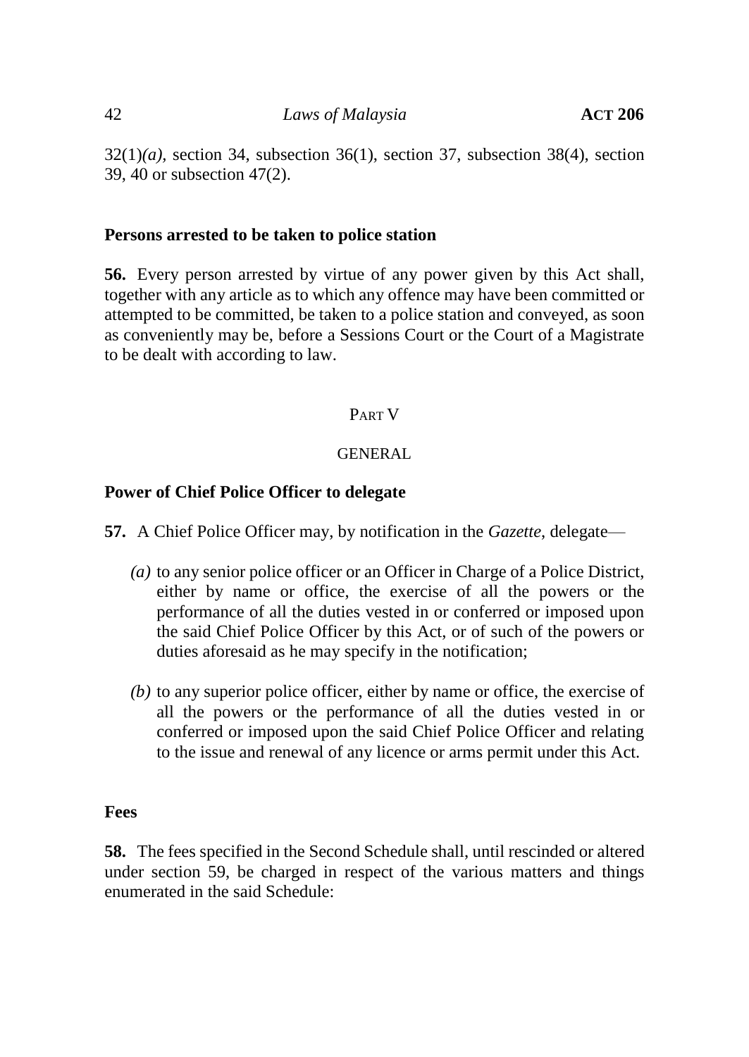32(1)*(a)*, section 34, subsection 36(1), section 37, subsection 38(4), section 39, 40 or subsection 47(2).

**Persons arrested to be taken to police station**

**56.** Every person arrested by virtue of any power given by this Act shall, together with any article as to which any offence may have been committed or attempted to be committed, be taken to a police station and conveyed, as soon as conveniently may be, before a Sessions Court or the Court of a Magistrate to be dealt with according to law.

PART V

GENERAL

**Power of Chief Police Officer to delegate**

**57.** A Chief Police Officer may, by notification in the *Gazette*, delegate—

*(a)* to any senior police officer or an Officer in Charge of a Police District, either by name or office, the exercise of all the powers or the performance of all the duties vested in or conferred or imposed upon the said Chief Police Officer by this Act, or of such of the powers or duties aforesaid as he may specify in the notification;

*(b)* to any superior police officer, either by name or office, the exercise of all the powers or the performance of all the duties vested in or conferred or imposed upon the said Chief Police Officer and relating to the issue and renewal of any licence or arms permit under this Act.

**Fees**

**58.** The fees specified in the Second Schedule shall, until rescinded or altered under section 59, be charged in respect of the various matters and things enumerated in the said Schedule: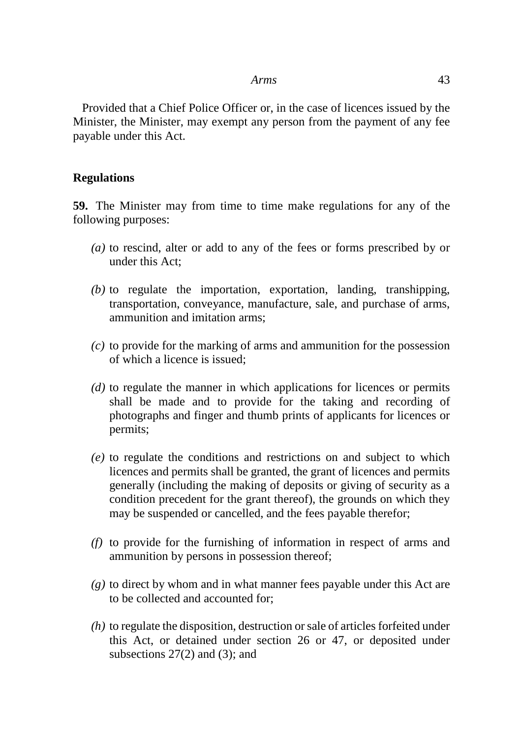Provided that a Chief Police Officer or, in the case of licences issued by the Minister, the Minister, may exempt any person from the payment of any fee payable under this Act.

## Regulations

**59.** The Minister may from time to time make regulations for any of the following purposes:

*(a)* to rescind, alter or add to any of the fees or forms prescribed by or under this Act;

*(b)* to regulate the importation, exportation, landing, transhipping, transportation, conveyance, manufacture, sale, and purchase of arms, ammunition and imitation arms;

*(c)* to provide for the marking of arms and ammunition for the possession of which a licence is issued;

*(d)* to regulate the manner in which applications for licences or permits shall be made and to provide for the taking and recording of photographs and finger and thumb prints of applicants for licences or permits;

*(e)* to regulate the conditions and restrictions on and subject to which licences and permits shall be granted, the grant of licences and permits generally (including the making of deposits or giving of security as a condition precedent for the grant thereof), the grounds on which they may be suspended or cancelled, and the fees payable therefor;

*(f)* to provide for the furnishing of information in respect of arms and ammunition by persons in possession thereof;

*(g)* to direct by whom and in what manner fees payable under this Act are to be collected and accounted for;

*(h)* to regulate the disposition, destruction or sale of articles forfeited under this Act, or detained under section 26 or 47, or deposited under subsections 27(2) and (3); and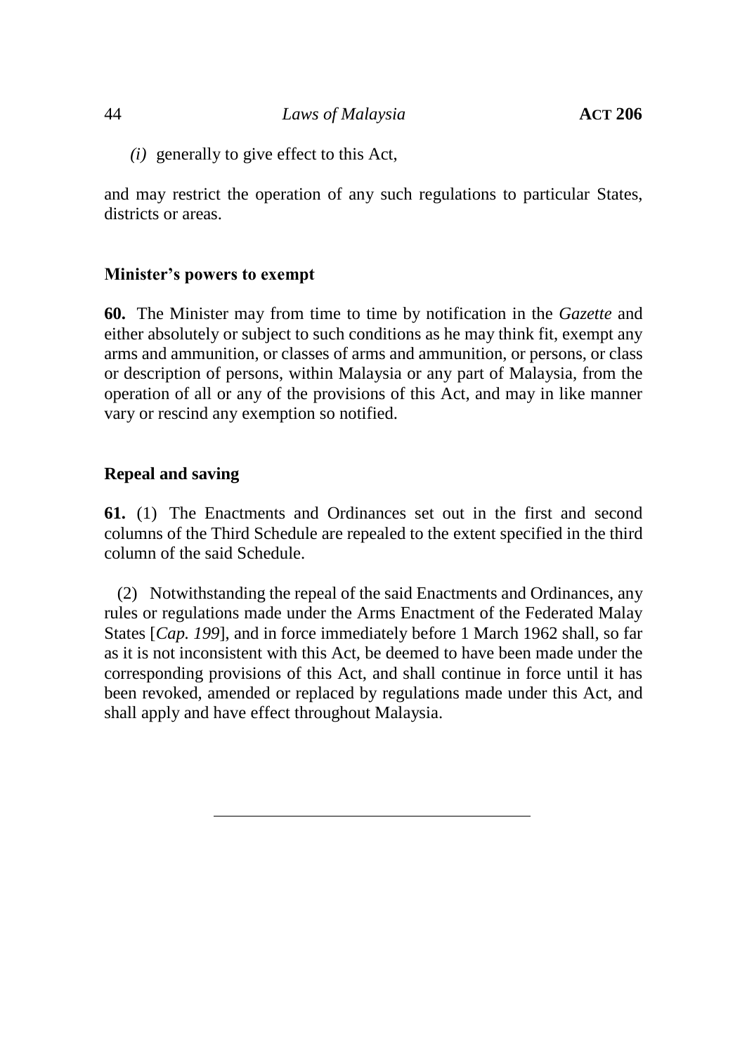*(i)* generally to give effect to this Act,

and may restrict the operation of any such regulations to particular States, districts or areas.

**Minister's powers to exempt**

**60.** The Minister may from time to time by notification in the *Gazette* and either absolutely or subject to such conditions as he may think fit, exempt any arms and ammunition, or classes of arms and ammunition, or persons, or class or description of persons, within Malaysia or any part of Malaysia, from the operation of all or any of the provisions of this Act, and may in like manner vary or rescind any exemption so notified.

**Repeal and saving**

**61.** (1) The Enactments and Ordinances set out in the first and second columns of the Third Schedule are repealed to the extent specified in the third column of the said Schedule.

(2) Notwithstanding the repeal of the said Enactments and Ordinances, any rules or regulations made under the Arms Enactment of the Federated Malay States [*Cap. 199*], and in force immediately before 1 March 1962 shall, so far as it is not inconsistent with this Act, be deemed to have been made under the corresponding provisions of this Act, and shall continue in force until it has been revoked, amended or replaced by regulations made under this Act, and shall apply and have effect throughout Malaysia.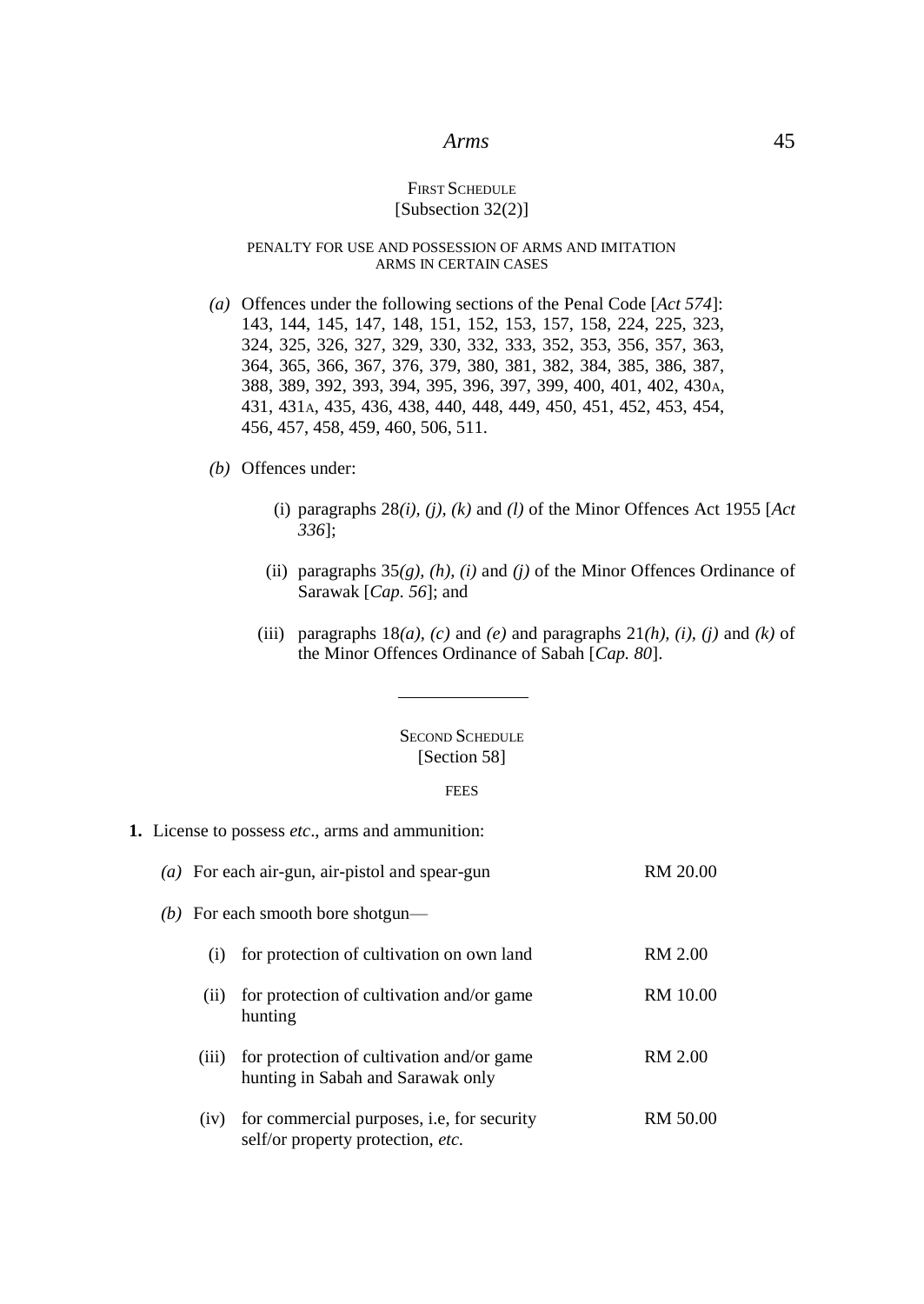## FIRST SCHEDULE
[Subsection 32(2)]

PENALTY FOR USE AND POSSESSION OF ARMS AND IMITATION ARMS IN CERTAIN CASES

*(a)* Offences under the following sections of the Penal Code [*Act 574*]: 143, 144, 145, 147, 148, 151, 152, 153, 157, 158, 224, 225, 323, 324, 325, 326, 327, 329, 330, 332, 333, 352, 353, 356, 357, 363, 364, 365, 366, 367, 376, 379, 380, 381, 382, 384, 385, 386, 387, 388, 389, 392, 393, 394, 395, 396, 397, 399, 400, 401, 402, 430A, 431, 431A, 435, 436, 438, 440, 448, 449, 450, 451, 452, 453, 454, 456, 457, 458, 459, 460, 506, 511.

*(b)* Offences under:

(i) paragraphs 28*(i)*, *(j)*, *(k)* and *(l)* of the Minor Offences Act 1955 [*Act 336*];

(ii) paragraphs 35*(g)*, *(h)*, *(i)* and *(j)* of the Minor Offences Ordinance of Sarawak [*Cap. 56*]; and

(iii) paragraphs 18*(a)*, *(c)* and *(e)* and paragraphs 21*(h)*, *(i)*, *(j)* and *(k)* of the Minor Offences Ordinance of Sabah [*Cap. 80*].

---

## SECOND SCHEDULE
[Section 58]

FEES

**1.** License to possess *etc*., arms and ammunition:

| | | |
|---|---|---|
| *(a)* | For each air-gun, air-pistol and spear-gun | RM 20.00 |
| *(b)* | For each smooth bore shotgun— | |
| (i) | for protection of cultivation on own land | RM 2.00 |
| (ii) | for protection of cultivation and/or game hunting | RM 10.00 |
| (iii) | for protection of cultivation and/or game hunting in Sabah and Sarawak only | RM 2.00 |
| (iv) | for commercial purposes, i.e, for security self/or property protection, *etc.* | RM 50.00 |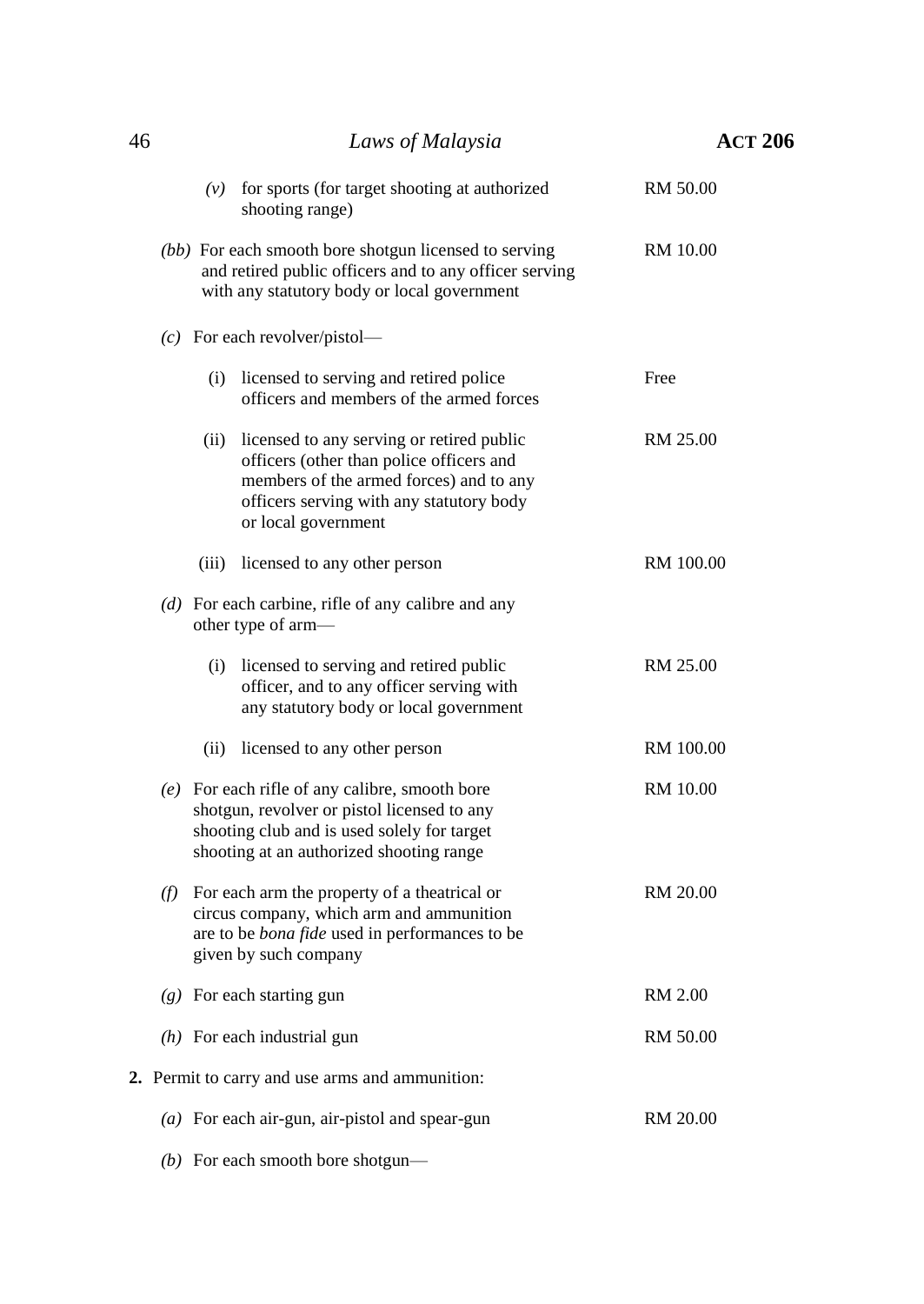| | |
|---|---|
| *(v)* for sports (for target shooting at authorized shooting range) | RM 50.00 |
| *(bb)* For each smooth bore shotgun licensed to serving and retired public officers and to any officer serving with any statutory body or local government | RM 10.00 |
| *(c)* For each revolver/pistol— | |
| (i) licensed to serving and retired police officers and members of the armed forces | Free |
| (ii) licensed to any serving or retired public officers (other than police officers and members of the armed forces) and to any officers serving with any statutory body or local government | RM 25.00 |
| (iii) licensed to any other person | RM 100.00 |
| *(d)* For each carbine, rifle of any calibre and any other type of arm— | |
| (i) licensed to serving and retired public officer, and to any officer serving with any statutory body or local government | RM 25.00 |
| (ii) licensed to any other person | RM 100.00 |
| *(e)* For each rifle of any calibre, smooth bore shotgun, revolver or pistol licensed to any shooting club and is used solely for target shooting at an authorized shooting range | RM 10.00 |
| *(f)* For each arm the property of a theatrical or circus company, which arm and ammunition are to be *bona fide* used in performances to be given by such company | RM 20.00 |
| *(g)* For each starting gun | RM 2.00 |
| *(h)* For each industrial gun | RM 50.00 |

**2.** Permit to carry and use arms and ammunition:

| | |
|---|---|
| *(a)* For each air-gun, air-pistol and spear-gun | RM 20.00 |
| *(b)* For each smooth bore shotgun— | |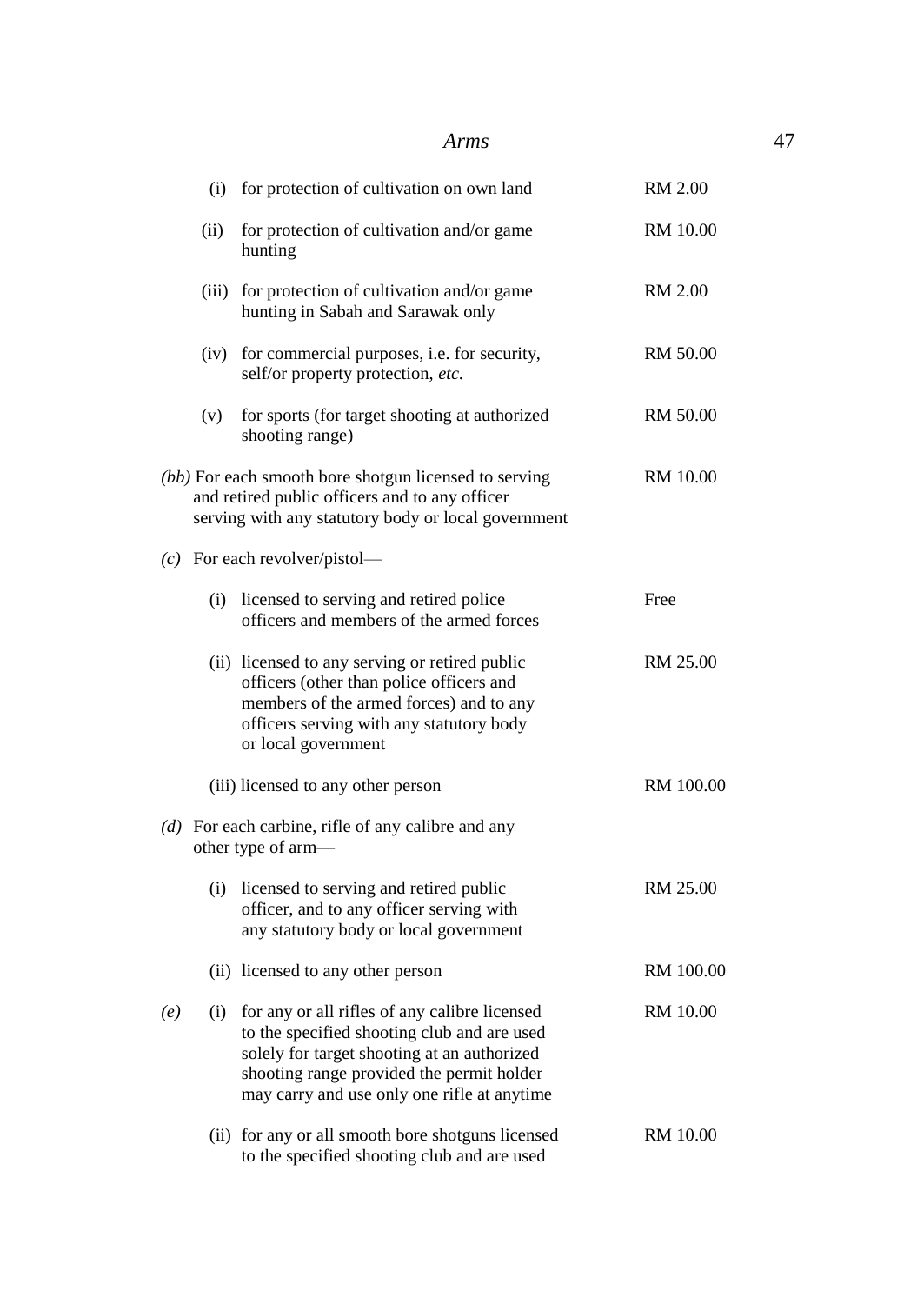| | | |
|---|---|---|
| | (i) for protection of cultivation on own land | RM 2.00 |
| | (ii) for protection of cultivation and/or game hunting | RM 10.00 |
| | (iii) for protection of cultivation and/or game hunting in Sabah and Sarawak only | RM 2.00 |
| | (iv) for commercial purposes, i.e. for security, self/or property protection, *etc.* | RM 50.00 |
| | (v) for sports (for target shooting at authorized shooting range) | RM 50.00 |
| *(bb)* | For each smooth bore shotgun licensed to serving and retired public officers and to any officer serving with any statutory body or local government | RM 10.00 |
| *(c)* | For each revolver/pistol— | |
| | (i) licensed to serving and retired police officers and members of the armed forces | Free |
| | (ii) licensed to any serving or retired public officers (other than police officers and members of the armed forces) and to any officers serving with any statutory body or local government | RM 25.00 |
| | (iii) licensed to any other person | RM 100.00 |
| *(d)* | For each carbine, rifle of any calibre and any other type of arm— | |
| | (i) licensed to serving and retired public officer, and to any officer serving with any statutory body or local government | RM 25.00 |
| | (ii) licensed to any other person | RM 100.00 |
| *(e)* | (i) for any or all rifles of any calibre licensed to the specified shooting club and are used solely for target shooting at an authorized shooting range provided the permit holder may carry and use only one rifle at anytime | RM 10.00 |
| | (ii) for any or all smooth bore shotguns licensed to the specified shooting club and are used | RM 10.00 |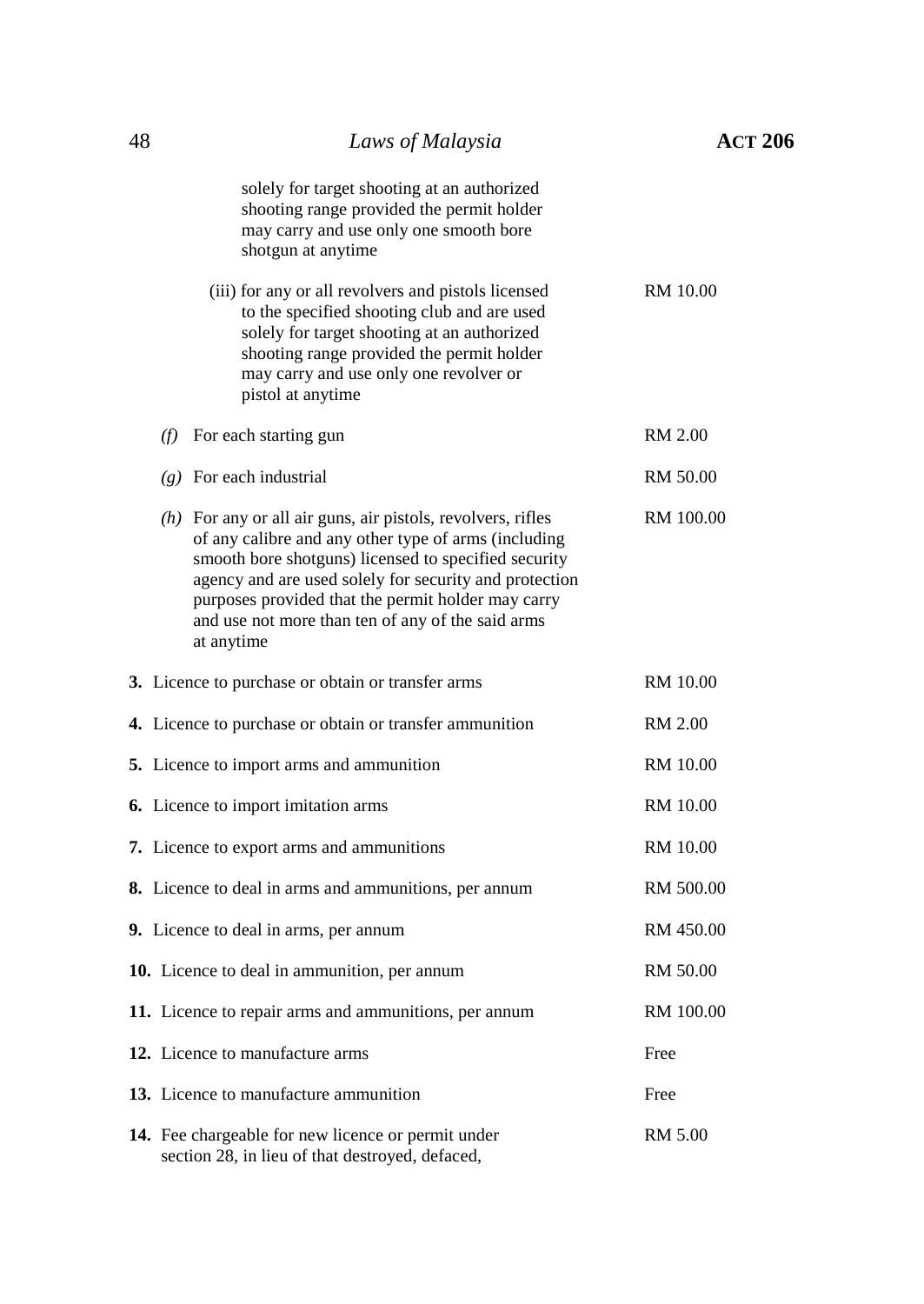| | |
|---|---|
| solely for target shooting at an authorized shooting range provided the permit holder may carry and use only one smooth bore shotgun at anytime | |
| (iii) for any or all revolvers and pistols licensed to the specified shooting club and are used solely for target shooting at an authorized shooting range provided the permit holder may carry and use only one revolver or pistol at anytime | RM 10.00 |
| *(f)* For each starting gun | RM 2.00 |
| *(g)* For each industrial | RM 50.00 |
| *(h)* For any or all air guns, air pistols, revolvers, rifles of any calibre and any other type of arms (including smooth bore shotguns) licensed to specified security agency and are used solely for security and protection purposes provided that the permit holder may carry and use not more than ten of any of the said arms at anytime | RM 100.00 |
| **3.** Licence to purchase or obtain or transfer arms | RM 10.00 |
| **4.** Licence to purchase or obtain or transfer ammunition | RM 2.00 |
| **5.** Licence to import arms and ammunition | RM 10.00 |
| **6.** Licence to import imitation arms | RM 10.00 |
| **7.** Licence to export arms and ammunitions | RM 10.00 |
| **8.** Licence to deal in arms and ammunitions, per annum | RM 500.00 |
| **9.** Licence to deal in arms, per annum | RM 450.00 |
| **10.** Licence to deal in ammunition, per annum | RM 50.00 |
| **11.** Licence to repair arms and ammunitions, per annum | RM 100.00 |
| **12.** Licence to manufacture arms | Free |
| **13.** Licence to manufacture ammunition | Free |
| **14.** Fee chargeable for new licence or permit under section 28, in lieu of that destroyed, defaced, | RM 5.00 |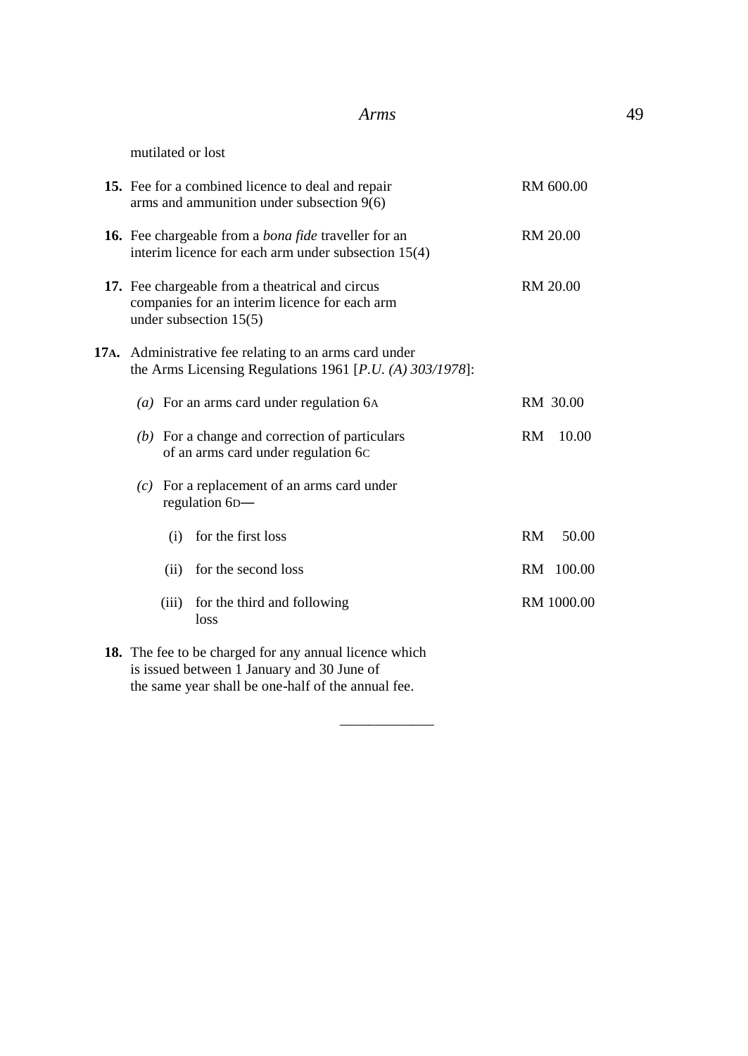mutilated or lost

| | | |
|---|---|---|
| **15.** | Fee for a combined licence to deal and repair arms and ammunition under subsection 9(6) | RM 600.00 |
| **16.** | Fee chargeable from a *bona fide* traveller for an interim licence for each arm under subsection 15(4) | RM 20.00 |
| **17.** | Fee chargeable from a theatrical and circus companies for an interim licence for each arm under subsection 15(5) | RM 20.00 |
| **17A.** | Administrative fee relating to an arms card under the Arms Licensing Regulations 1961 [*P.U. (A) 303/1978*]: | |
| | *(a)* For an arms card under regulation 6A | RM 30.00 |
| | *(b)* For a change and correction of particulars of an arms card under regulation 6C | RM 10.00 |
| | *(c)* For a replacement of an arms card under regulation 6D— | |
| | (i) for the first loss | RM 50.00 |
| | (ii) for the second loss | RM 100.00 |
| | (iii) for the third and following loss | RM 1000.00 |
| **18.** | The fee to be charged for any annual licence which is issued between 1 January and 30 June of the same year shall be one-half of the annual fee. | |

___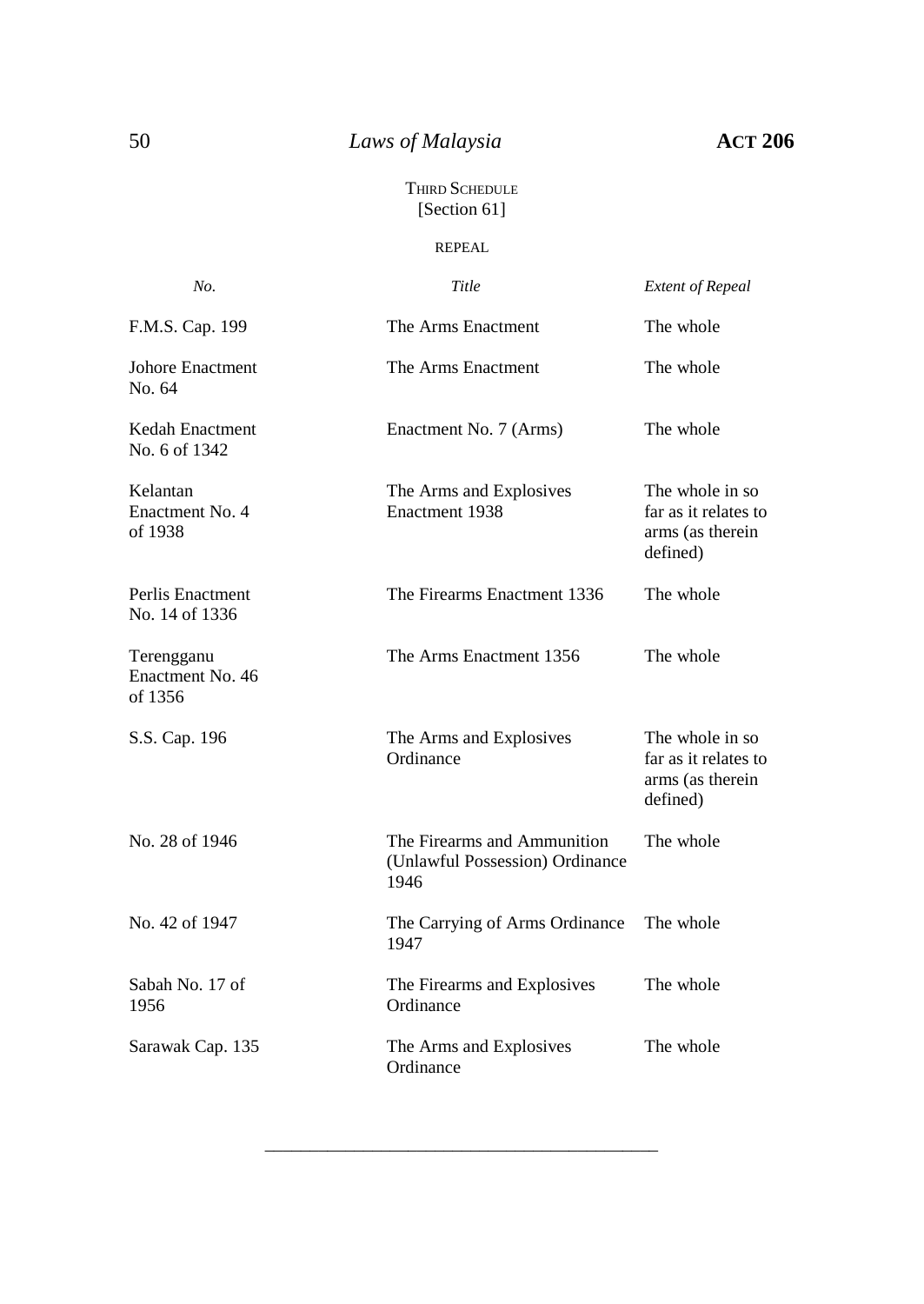## THIRD SCHEDULE

[Section 61]

REPEAL

| *No.* | *Title* | *Extent of Repeal* |
|---|---|---|
| F.M.S. Cap. 199 | The Arms Enactment | The whole |
| Johore Enactment No. 64 | The Arms Enactment | The whole |
| Kedah Enactment No. 6 of 1342 | Enactment No. 7 (Arms) | The whole |
| Kelantan Enactment No. 4 of 1938 | The Arms and Explosives Enactment 1938 | The whole in so far as it relates to arms (as therein defined) |
| Perlis Enactment No. 14 of 1336 | The Firearms Enactment 1336 | The whole |
| Terengganu Enactment No. 46 of 1356 | The Arms Enactment 1356 | The whole |
| S.S. Cap. 196 | The Arms and Explosives Ordinance | The whole in so far as it relates to arms (as therein defined) |
| No. 28 of 1946 | The Firearms and Ammunition (Unlawful Possession) Ordinance 1946 | The whole |
| No. 42 of 1947 | The Carrying of Arms Ordinance 1947 | The whole |
| Sabah No. 17 of 1956 | The Firearms and Explosives Ordinance | The whole |
| Sarawak Cap. 135 | The Arms and Explosives Ordinance | The whole |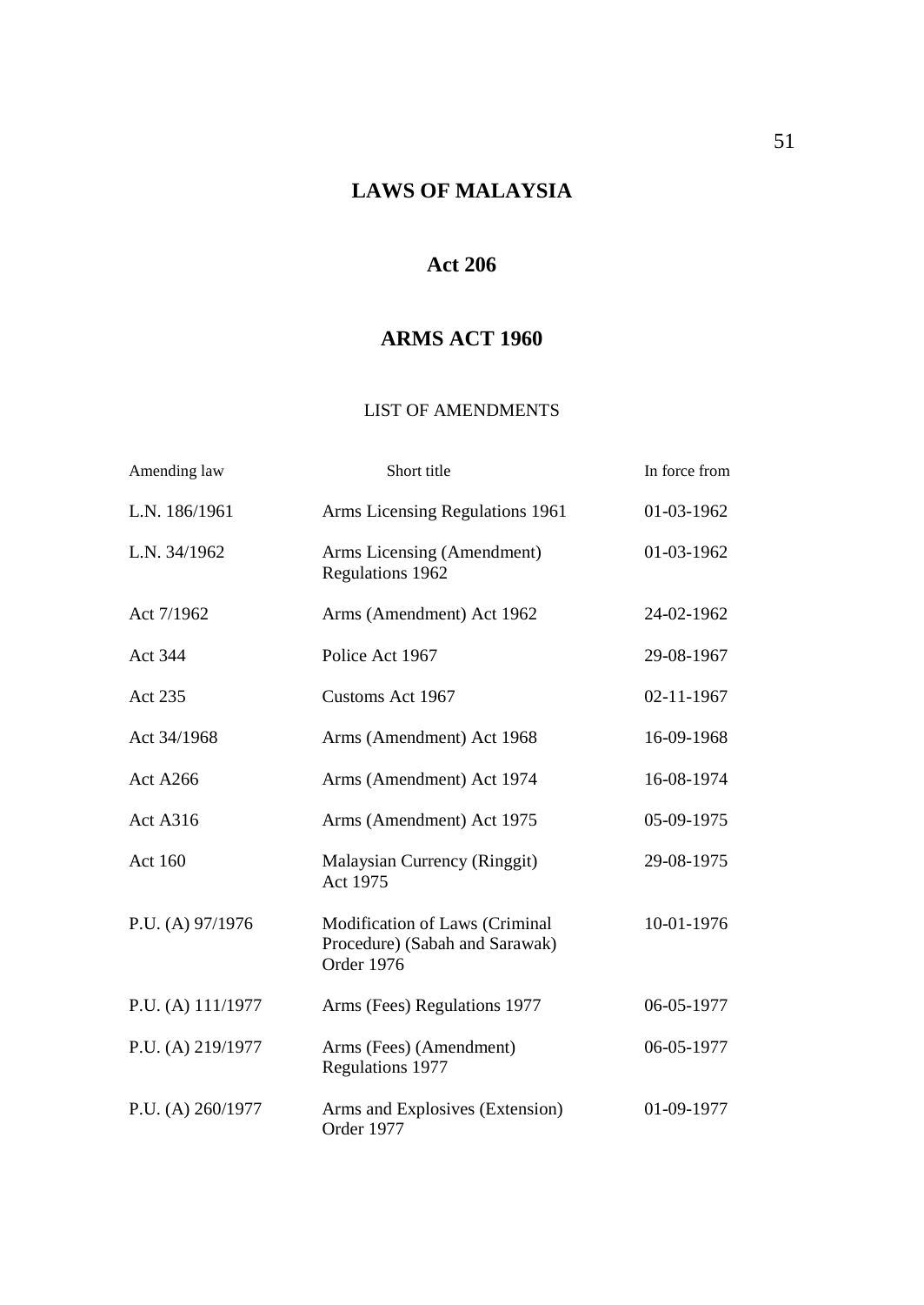# LAWS OF MALAYSIA

## Act 206

## ARMS ACT 1960

LIST OF AMENDMENTS

| Amending law | Short title | In force from |
|---|---|---|
| L.N. 186/1961 | Arms Licensing Regulations 1961 | 01-03-1962 |
| L.N. 34/1962 | Arms Licensing (Amendment) Regulations 1962 | 01-03-1962 |
| Act 7/1962 | Arms (Amendment) Act 1962 | 24-02-1962 |
| Act 344 | Police Act 1967 | 29-08-1967 |
| Act 235 | Customs Act 1967 | 02-11-1967 |
| Act 34/1968 | Arms (Amendment) Act 1968 | 16-09-1968 |
| Act A266 | Arms (Amendment) Act 1974 | 16-08-1974 |
| Act A316 | Arms (Amendment) Act 1975 | 05-09-1975 |
| Act 160 | Malaysian Currency (Ringgit) Act 1975 | 29-08-1975 |
| P.U. (A) 97/1976 | Modification of Laws (Criminal Procedure) (Sabah and Sarawak) Order 1976 | 10-01-1976 |
| P.U. (A) 111/1977 | Arms (Fees) Regulations 1977 | 06-05-1977 |
| P.U. (A) 219/1977 | Arms (Fees) (Amendment) Regulations 1977 | 06-05-1977 |
| P.U. (A) 260/1977 | Arms and Explosives (Extension) Order 1977 | 01-09-1977 |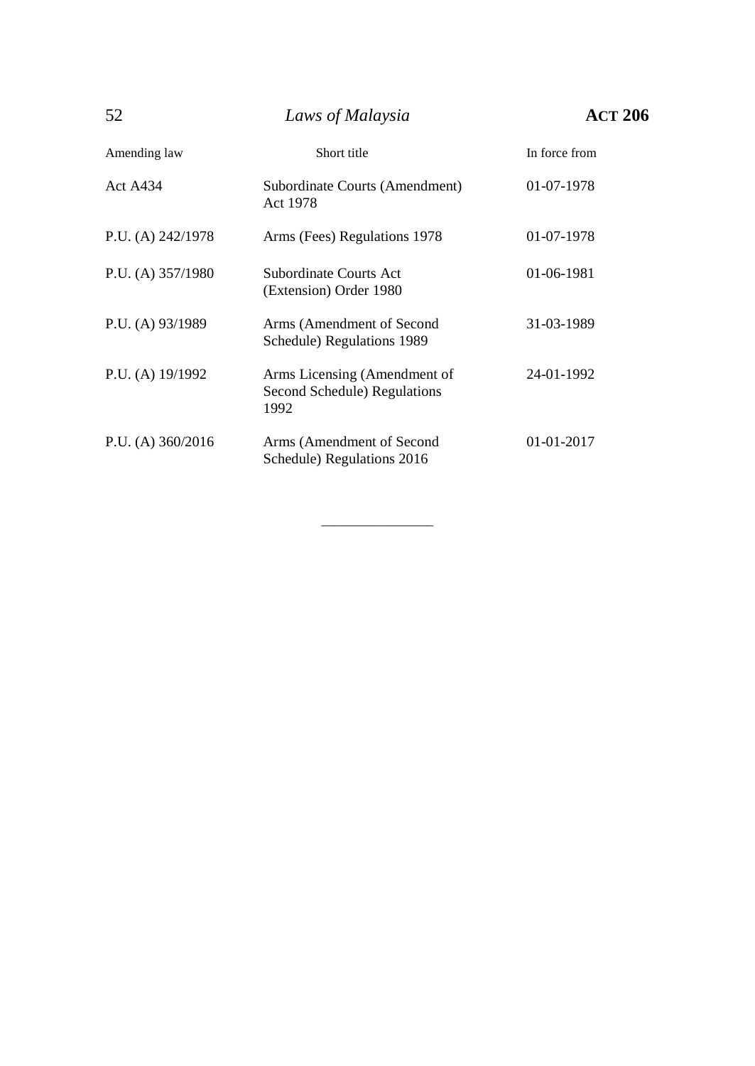| Amending law | Short title | In force from |
|---|---|---|
| Act A434 | Subordinate Courts (Amendment) Act 1978 | 01-07-1978 |
| P.U. (A) 242/1978 | Arms (Fees) Regulations 1978 | 01-07-1978 |
| P.U. (A) 357/1980 | Subordinate Courts Act (Extension) Order 1980 | 01-06-1981 |
| P.U. (A) 93/1989 | Arms (Amendment of Second Schedule) Regulations 1989 | 31-03-1989 |
| P.U. (A) 19/1992 | Arms Licensing (Amendment of Second Schedule) Regulations 1992 | 24-01-1992 |
| P.U. (A) 360/2016 | Arms (Amendment of Second Schedule) Regulations 2016 | 01-01-2017 |

---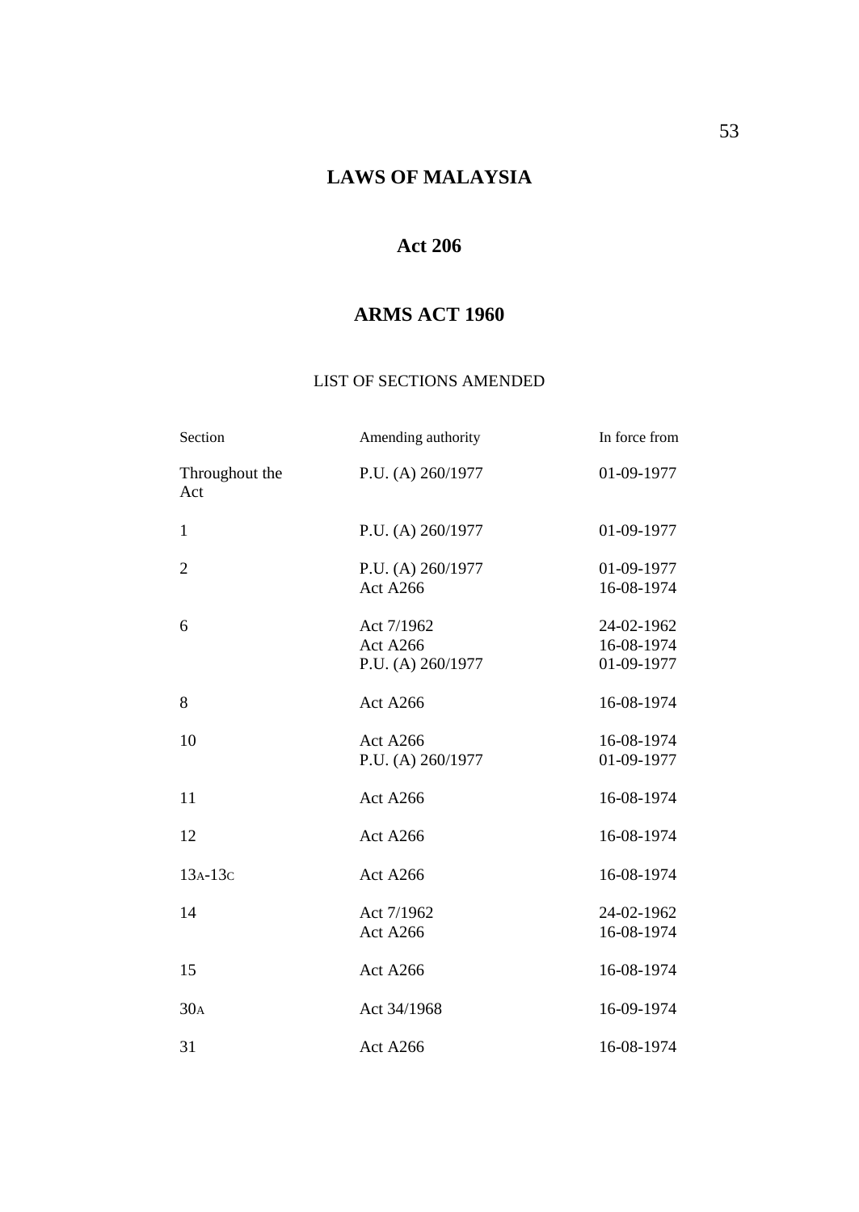# LAWS OF MALAYSIA

## Act 206

## ARMS ACT 1960

LIST OF SECTIONS AMENDED

| Section | Amending authority | In force from |
|---|---|---|
| Throughout the Act | P.U. (A) 260/1977 | 01-09-1977 |
| 1 | P.U. (A) 260/1977 | 01-09-1977 |
| 2 | P.U. (A) 260/1977<br>Act A266 | 01-09-1977<br>16-08-1974 |
| 6 | Act 7/1962<br>Act A266<br>P.U. (A) 260/1977 | 24-02-1962<br>16-08-1974<br>01-09-1977 |
| 8 | Act A266 | 16-08-1974 |
| 10 | Act A266<br>P.U. (A) 260/1977 | 16-08-1974<br>01-09-1977 |
| 11 | Act A266 | 16-08-1974 |
| 12 | Act A266 | 16-08-1974 |
| 13A-13C | Act A266 | 16-08-1974 |
| 14 | Act 7/1962<br>Act A266 | 24-02-1962<br>16-08-1974 |
| 15 | Act A266 | 16-08-1974 |
| 30A | Act 34/1968 | 16-09-1974 |
| 31 | Act A266 | 16-08-1974 |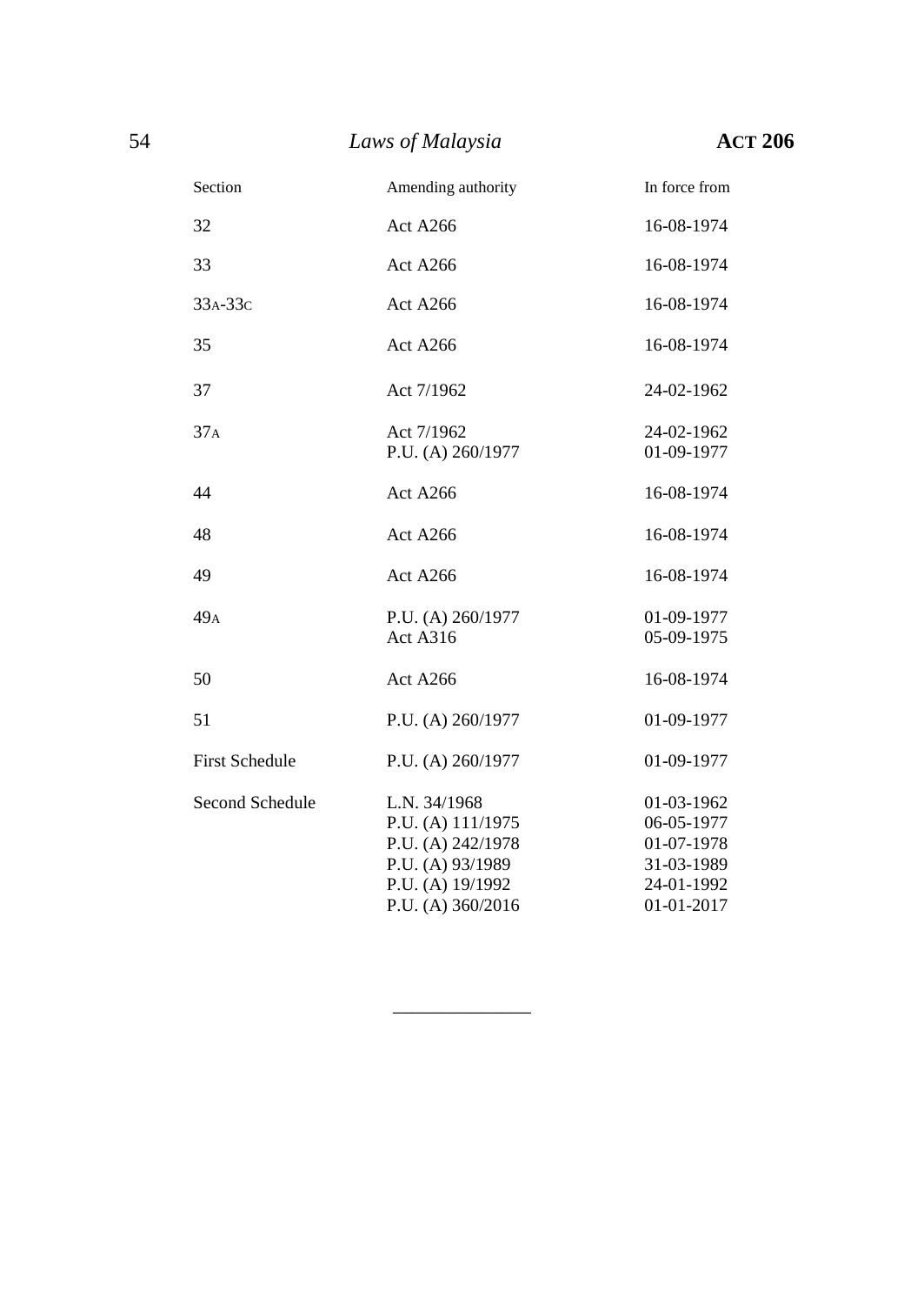| Section | Amending authority | In force from |
|---|---|---|
| 32 | Act A266 | 16-08-1974 |
| 33 | Act A266 | 16-08-1974 |
| 33A-33C | Act A266 | 16-08-1974 |
| 35 | Act A266 | 16-08-1974 |
| 37 | Act 7/1962 | 24-02-1962 |
| 37A | Act 7/1962<br>P.U. (A) 260/1977 | 24-02-1962<br>01-09-1977 |
| 44 | Act A266 | 16-08-1974 |
| 48 | Act A266 | 16-08-1974 |
| 49 | Act A266 | 16-08-1974 |
| 49A | P.U. (A) 260/1977<br>Act A316 | 01-09-1977<br>05-09-1975 |
| 50 | Act A266 | 16-08-1974 |
| 51 | P.U. (A) 260/1977 | 01-09-1977 |
| First Schedule | P.U. (A) 260/1977 | 01-09-1977 |
| Second Schedule | L.N. 34/1968<br>P.U. (A) 111/1975<br>P.U. (A) 242/1978<br>P.U. (A) 93/1989<br>P.U. (A) 19/1992<br>P.U. (A) 360/2016 | 01-03-1962<br>06-05-1977<br>01-07-1978<br>31-03-1989<br>24-01-1992<br>01-01-2017 |